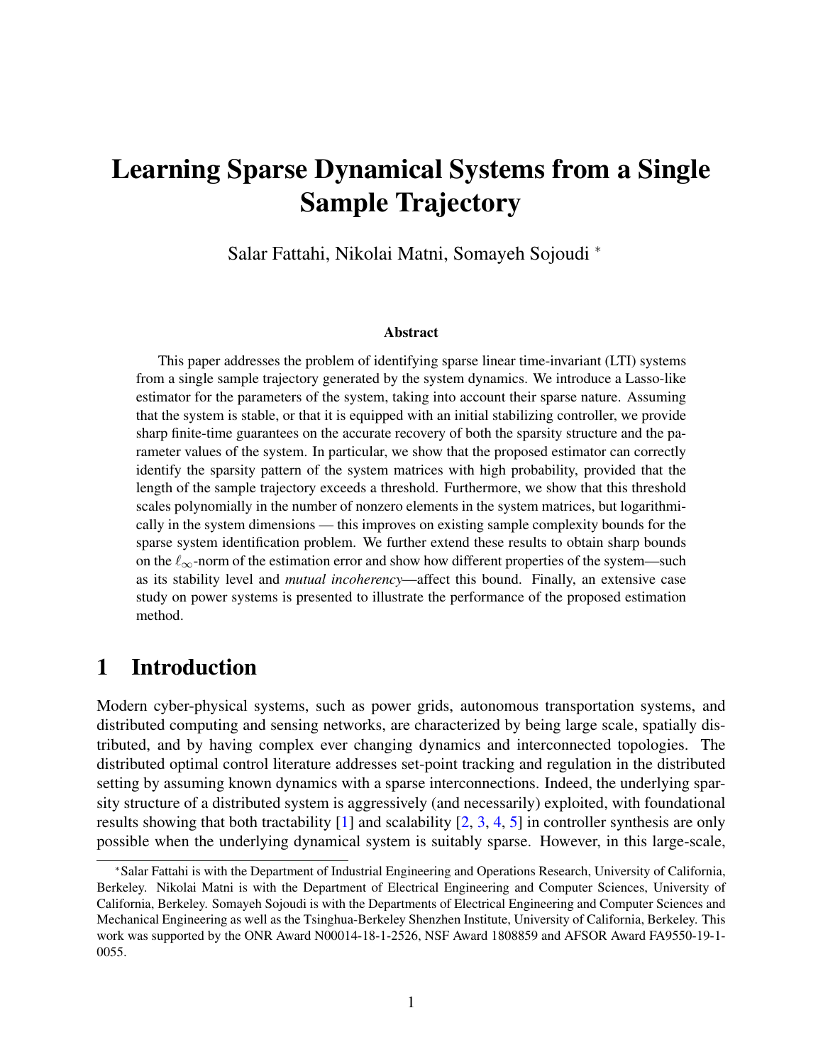# Learning Sparse Dynamical Systems from a Single Sample Trajectory

Salar Fattahi, Nikolai Matni, Somayeh Sojoudi *

### Abstract

This paper addresses the problem of identifying sparse linear time-invariant (LTI) systems from a single sample trajectory generated by the system dynamics. We introduce a Lasso-like estimator for the parameters of the system, taking into account their sparse nature. Assuming that the system is stable, or that it is equipped with an initial stabilizing controller, we provide sharp finite-time guarantees on the accurate recovery of both the sparsity structure and the parameter values of the system. In particular, we show that the proposed estimator can correctly identify the sparsity pattern of the system matrices with high probability, provided that the length of the sample trajectory exceeds a threshold. Furthermore, we show that this threshold scales polynomially in the number of nonzero elements in the system matrices, but logarithmically in the system dimensions — this improves on existing sample complexity bounds for the sparse system identification problem. We further extend these results to obtain sharp bounds on the $\ell_\infty$-norm of the estimation error and show how different properties of the system—such as its stability level and *mutual incoherency*—affect this bound. Finally, an extensive case study on power systems is presented to illustrate the performance of the proposed estimation method.

## 1 Introduction

Modern cyber-physical systems, such as power grids, autonomous transportation systems, and distributed computing and sensing networks, are characterized by being large scale, spatially distributed, and by having complex ever changing dynamics and interconnected topologies. The distributed optimal control literature addresses set-point tracking and regulation in the distributed setting by assuming known dynamics with a sparse interconnections. Indeed, the underlying sparsity structure of a distributed system is aggressively (and necessarily) exploited, with foundational results showing that both tractability [1] and scalability [2, 3, 4, 5] in controller synthesis are only possible when the underlying dynamical system is suitably sparse. However, in this large-scale,

*Salar Fattahi is with the Department of Industrial Engineering and Operations Research, University of California, Berkeley. Nikolai Matni is with the Department of Electrical Engineering and Computer Sciences, University of California, Berkeley. Somayeh Sojoudi is with the Departments of Electrical Engineering and Computer Sciences and Mechanical Engineering as well as the Tsinghua-Berkeley Shenzhen Institute, University of California, Berkeley. This work was supported by the ONR Award N00014-18-1-2526, NSF Award 1808859 and AFSOR Award FA9550-19-1-0055.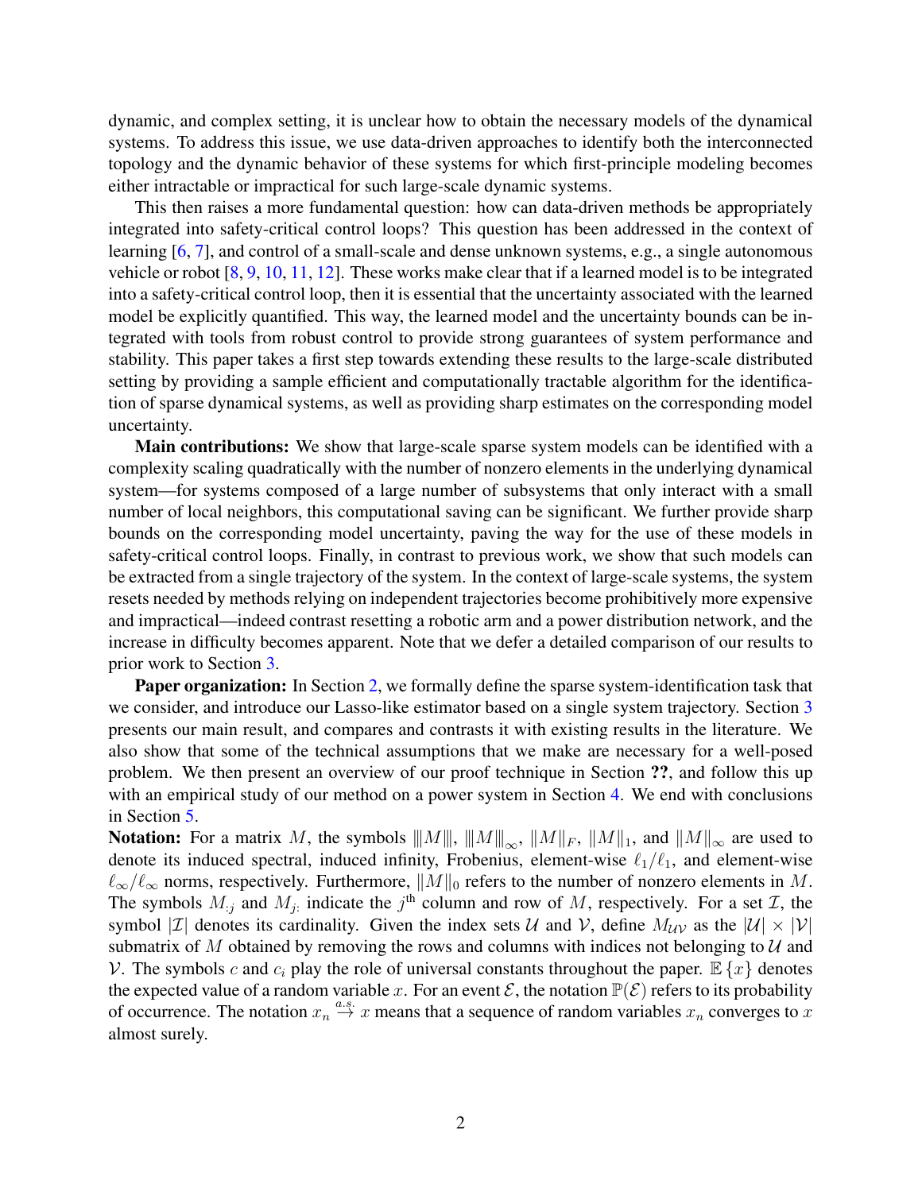dynamic, and complex setting, it is unclear how to obtain the necessary models of the dynamical systems. To address this issue, we use data-driven approaches to identify both the interconnected topology and the dynamic behavior of these systems for which first-principle modeling becomes either intractable or impractical for such large-scale dynamic systems.

This then raises a more fundamental question: how can data-driven methods be appropriately integrated into safety-critical control loops? This question has been addressed in the context of learning [6, 7], and control of a small-scale and dense unknown systems, e.g., a single autonomous vehicle or robot [8, 9, 10, 11, 12]. These works make clear that if a learned model is to be integrated into a safety-critical control loop, then it is essential that the uncertainty associated with the learned model be explicitly quantified. This way, the learned model and the uncertainty bounds can be integrated with tools from robust control to provide strong guarantees of system performance and stability. This paper takes a first step towards extending these results to the large-scale distributed setting by providing a sample efficient and computationally tractable algorithm for the identification of sparse dynamical systems, as well as providing sharp estimates on the corresponding model uncertainty.

**Main contributions:** We show that large-scale sparse system models can be identified with a complexity scaling quadratically with the number of nonzero elements in the underlying dynamical system—for systems composed of a large number of subsystems that only interact with a small number of local neighbors, this computational saving can be significant. We further provide sharp bounds on the corresponding model uncertainty, paving the way for the use of these models in safety-critical control loops. Finally, in contrast to previous work, we show that such models can be extracted from a single trajectory of the system. In the context of large-scale systems, the system resets needed by methods relying on independent trajectories become prohibitively more expensive and impractical—indeed contrast resetting a robotic arm and a power distribution network, and the increase in difficulty becomes apparent. Note that we defer a detailed comparison of our results to prior work to Section 3.

**Paper organization:** In Section 2, we formally define the sparse system-identification task that we consider, and introduce our Lasso-like estimator based on a single system trajectory. Section 3 presents our main result, and compares and contrasts it with existing results in the literature. We also show that some of the technical assumptions that we make are necessary for a well-posed problem. We then present an overview of our proof technique in Section **??**, and follow this up with an empirical study of our method on a power system in Section 4. We end with conclusions in Section 5.

**Notation:** For a matrix $M$, the symbols $\|\|M\|\|$, $\|\|M\|\|_\infty$, $\|M\|_F$, $\|M\|_1$, and $\|M\|_\infty$ are used to denote its induced spectral, induced infinity, Frobenius, element-wise $\ell_1/\ell_1$, and element-wise $\ell_\infty/\ell_\infty$ norms, respectively. Furthermore, $\|M\|_0$ refers to the number of nonzero elements in $M$. The symbols $M_{:j}$ and $M_{j:}$ indicate the $j^{\text{th}}$ column and row of $M$, respectively. For a set $\mathcal{I}$, the symbol $|\mathcal{I}|$ denotes its cardinality. Given the index sets $\mathcal{U}$ and $\mathcal{V}$, define $M_{\mathcal{U}\mathcal{V}}$ as the $|\mathcal{U}| \times |\mathcal{V}|$ submatrix of $M$ obtained by removing the rows and columns with indices not belonging to $\mathcal{U}$ and $\mathcal{V}$. The symbols $c$ and $c_i$ play the role of universal constants throughout the paper. $\mathbb{E}\{x\}$ denotes the expected value of a random variable $x$. For an event $\mathcal{E}$, the notation $\mathbb{P}(\mathcal{E})$ refers to its probability of occurrence. The notation $x_n \overset{a.s.}{\to} x$ means that a sequence of random variables $x_n$ converges to $x$ almost surely.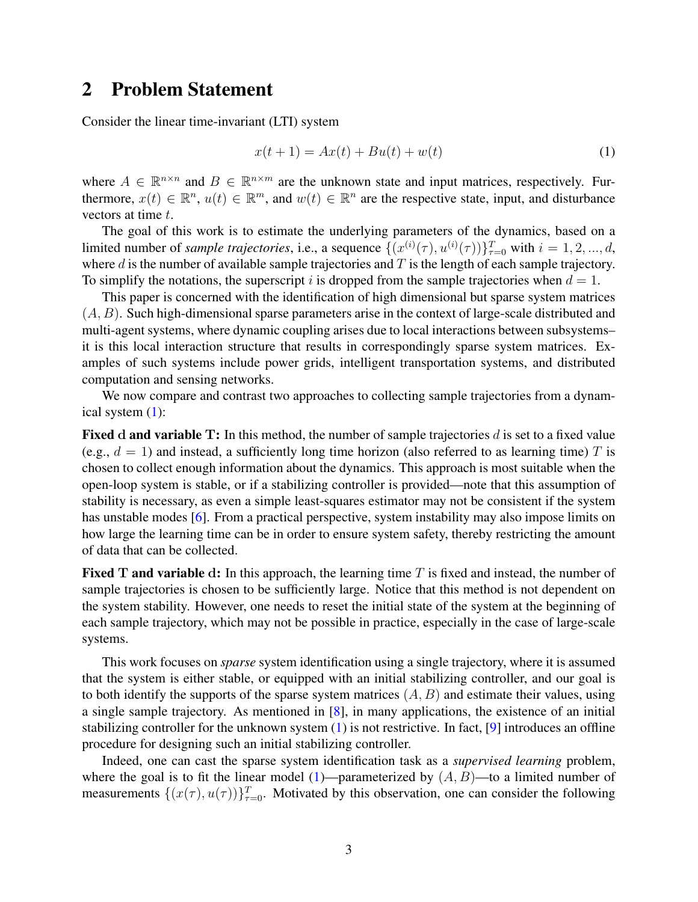## 2 Problem Statement

Consider the linear time-invariant (LTI) system

$$x(t+1) = Ax(t) + Bu(t) + w(t) \tag{1}$$

where $A \in \mathbb{R}^{n\times n}$ and $B \in \mathbb{R}^{n\times m}$ are the unknown state and input matrices, respectively. Furthermore, $x(t) \in \mathbb{R}^n$, $u(t) \in \mathbb{R}^m$, and $w(t) \in \mathbb{R}^n$ are the respective state, input, and disturbance vectors at time $t$.

The goal of this work is to estimate the underlying parameters of the dynamics, based on a limited number of *sample trajectories*, i.e., a sequence $\{(x^{(i)}(\tau), u^{(i)}(\tau))\}_{\tau=0}^{T}$ with $i = 1, 2, ..., d$, where $d$ is the number of available sample trajectories and $T$ is the length of each sample trajectory. To simplify the notations, the superscript $i$ is dropped from the sample trajectories when $d = 1$.

This paper is concerned with the identification of high dimensional but sparse system matrices $(A, B)$. Such high-dimensional sparse parameters arise in the context of large-scale distributed and multi-agent systems, where dynamic coupling arises due to local interactions between subsystems–it is this local interaction structure that results in correspondingly sparse system matrices. Examples of such systems include power grids, intelligent transportation systems, and distributed computation and sensing networks.

We now compare and contrast two approaches to collecting sample trajectories from a dynamical system (1):

**Fixed d and variable T:** In this method, the number of sample trajectories $d$ is set to a fixed value (e.g., $d = 1$) and instead, a sufficiently long time horizon (also referred to as learning time) $T$ is chosen to collect enough information about the dynamics. This approach is most suitable when the open-loop system is stable, or if a stabilizing controller is provided—note that this assumption of stability is necessary, as even a simple least-squares estimator may not be consistent if the system has unstable modes [6]. From a practical perspective, system instability may also impose limits on how large the learning time can be in order to ensure system safety, thereby restricting the amount of data that can be collected.

**Fixed T and variable d:** In this approach, the learning time $T$ is fixed and instead, the number of sample trajectories is chosen to be sufficiently large. Notice that this method is not dependent on the system stability. However, one needs to reset the initial state of the system at the beginning of each sample trajectory, which may not be possible in practice, especially in the case of large-scale systems.

This work focuses on *sparse* system identification using a single trajectory, where it is assumed that the system is either stable, or equipped with an initial stabilizing controller, and our goal is to both identify the supports of the sparse system matrices $(A, B)$ and estimate their values, using a single sample trajectory. As mentioned in [8], in many applications, the existence of an initial stabilizing controller for the unknown system (1) is not restrictive. In fact, [9] introduces an offline procedure for designing such an initial stabilizing controller.

Indeed, one can cast the sparse system identification task as a *supervised learning* problem, where the goal is to fit the linear model (1)—parameterized by $(A, B)$—to a limited number of measurements $\{(x(\tau), u(\tau))\}_{\tau=0}^{T}$. Motivated by this observation, one can consider the following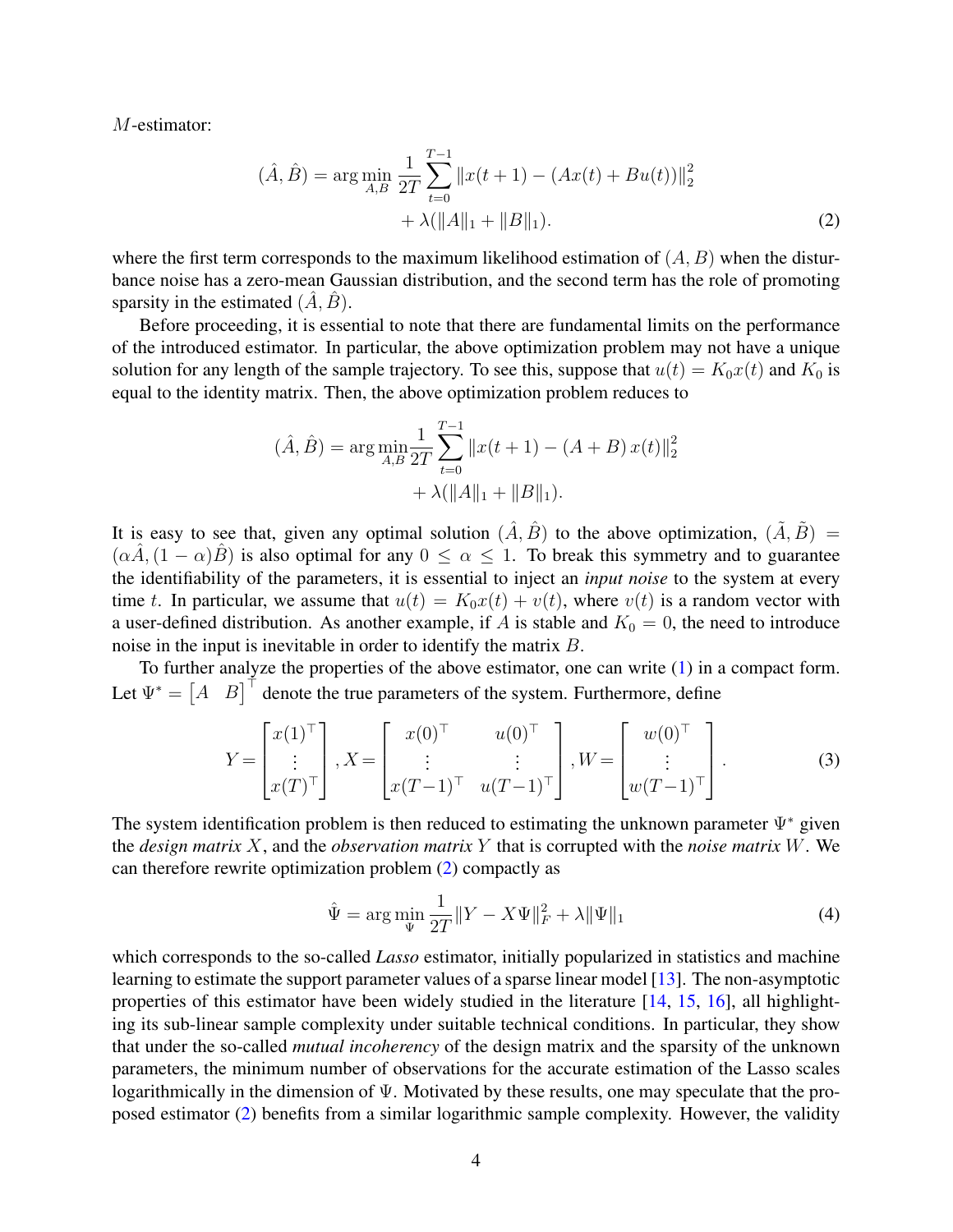$M$-estimator:

$$
\begin{aligned}
(\hat{A}, \hat{B}) = \arg\min_{A,B} \frac{1}{2T} \sum_{t=0}^{T-1} \|x(t+1) - (Ax(t) + Bu(t))\|_2^2 \\
+ \lambda(\|A\|_1 + \|B\|_1).
\end{aligned} \tag{2}
$$

where the first term corresponds to the maximum likelihood estimation of $(A, B)$ when the disturbance noise has a zero-mean Gaussian distribution, and the second term has the role of promoting sparsity in the estimated $(\hat{A}, \hat{B})$.

Before proceeding, it is essential to note that there are fundamental limits on the performance of the introduced estimator. In particular, the above optimization problem may not have a unique solution for any length of the sample trajectory. To see this, suppose that $u(t) = K_0 x(t)$ and $K_0$ is equal to the identity matrix. Then, the above optimization problem reduces to

$$
\begin{aligned}
(\hat{A}, \hat{B}) = \arg\min_{A,B} \frac{1}{2T} \sum_{t=0}^{T-1} \|x(t+1) - (A + B)\, x(t)\|_2^2 \\
+ \lambda(\|A\|_1 + \|B\|_1).
\end{aligned}
$$

It is easy to see that, given any optimal solution $(\hat{A}, \hat{B})$ to the above optimization, $(\tilde{A}, \tilde{B}) = (\alpha\hat{A}, (1-\alpha)\hat{B})$ is also optimal for any $0 \leq \alpha \leq 1$. To break this symmetry and to guarantee the identifiability of the parameters, it is essential to inject an *input noise* to the system at every time $t$. In particular, we assume that $u(t) = K_0 x(t) + v(t)$, where $v(t)$ is a random vector with a user-defined distribution. As another example, if $A$ is stable and $K_0 = 0$, the need to introduce noise in the input is inevitable in order to identify the matrix $B$.

To further analyze the properties of the above estimator, one can write (1) in a compact form. Let $\Psi^* = \begin{bmatrix} A & B \end{bmatrix}^\top$ denote the true parameters of the system. Furthermore, define

$$
Y = \begin{bmatrix} x(1)^\top \\ \vdots \\ x(T)^\top \end{bmatrix}, X = \begin{bmatrix} x(0)^\top & u(0)^\top \\ \vdots & \vdots \\ x(T-1)^\top & u(T-1)^\top \end{bmatrix}, W = \begin{bmatrix} w(0)^\top \\ \vdots \\ w(T-1)^\top \end{bmatrix}. \tag{3}
$$

The system identification problem is then reduced to estimating the unknown parameter $\Psi^*$ given the *design matrix* $X$, and the *observation matrix* $Y$ that is corrupted with the *noise matrix* $W$. We can therefore rewrite optimization problem (2) compactly as

$$
\hat{\Psi} = \arg\min_{\Psi} \frac{1}{2T} \|Y - X\Psi\|_F^2 + \lambda\|\Psi\|_1 \tag{4}
$$

which corresponds to the so-called *Lasso* estimator, initially popularized in statistics and machine learning to estimate the support parameter values of a sparse linear model [13]. The non-asymptotic properties of this estimator have been widely studied in the literature [14, 15, 16], all highlighting its sub-linear sample complexity under suitable technical conditions. In particular, they show that under the so-called *mutual incoherency* of the design matrix and the sparsity of the unknown parameters, the minimum number of observations for the accurate estimation of the Lasso scales logarithmically in the dimension of $\Psi$. Motivated by these results, one may speculate that the proposed estimator (2) benefits from a similar logarithmic sample complexity. However, the validity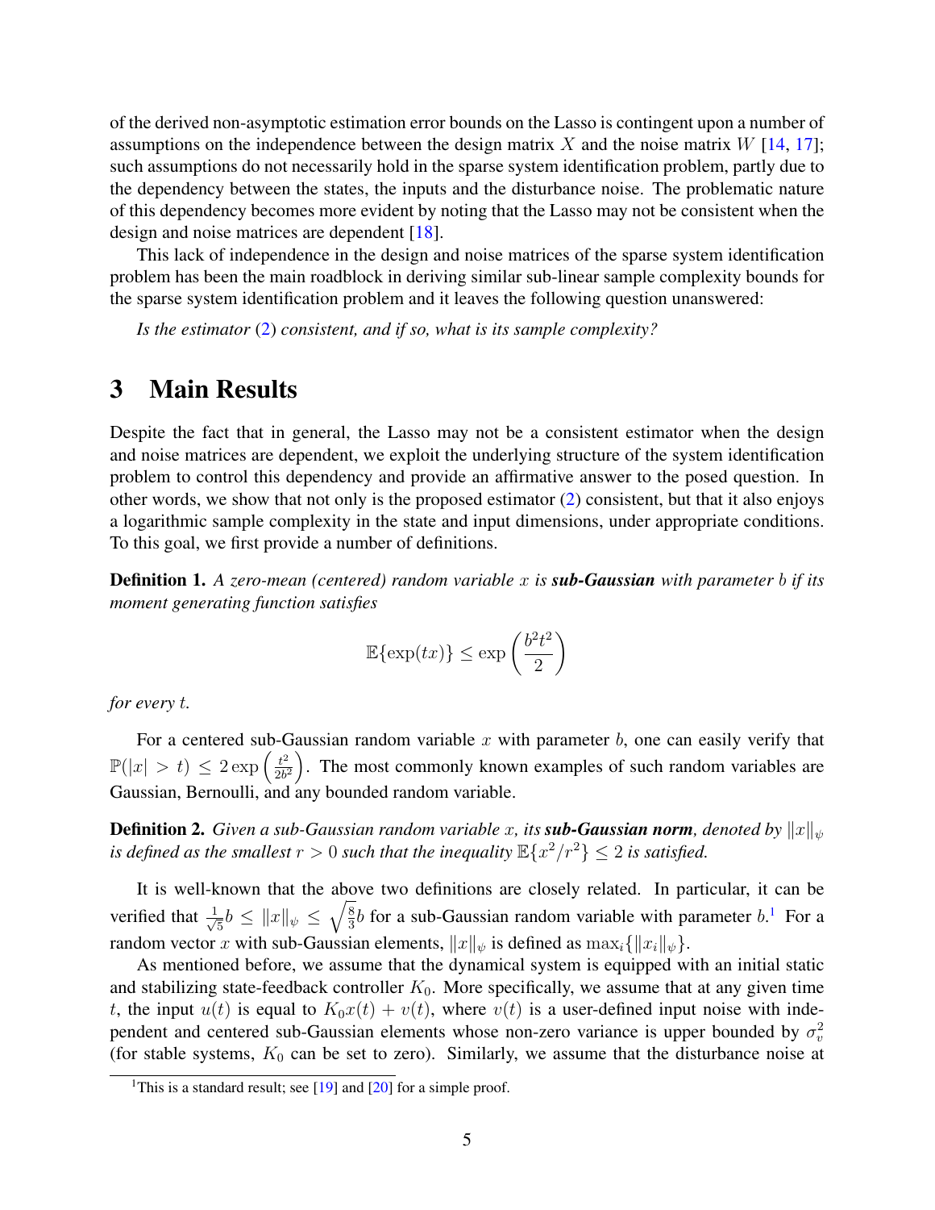of the derived non-asymptotic estimation error bounds on the Lasso is contingent upon a number of assumptions on the independence between the design matrix $X$ and the noise matrix $W$ [14, 17]; such assumptions do not necessarily hold in the sparse system identification problem, partly due to the dependency between the states, the inputs and the disturbance noise. The problematic nature of this dependency becomes more evident by noting that the Lasso may not be consistent when the design and noise matrices are dependent [18].

This lack of independence in the design and noise matrices of the sparse system identification problem has been the main roadblock in deriving similar sub-linear sample complexity bounds for the sparse system identification problem and it leaves the following question unanswered:

*Is the estimator (2) consistent, and if so, what is its sample complexity?*

# 3 Main Results

Despite the fact that in general, the Lasso may not be a consistent estimator when the design and noise matrices are dependent, we exploit the underlying structure of the system identification problem to control this dependency and provide an affirmative answer to the posed question. In other words, we show that not only is the proposed estimator (2) consistent, but that it also enjoys a logarithmic sample complexity in the state and input dimensions, under appropriate conditions. To this goal, we first provide a number of definitions.

**Definition 1.** *A zero-mean (centered) random variable $x$ is **sub-Gaussian** with parameter $b$ if its moment generating function satisfies*

$$\mathbb{E}\{\exp(tx)\} \leq \exp\left(\frac{b^2t^2}{2}\right)$$

*for every $t$.*

For a centered sub-Gaussian random variable $x$ with parameter $b$, one can easily verify that $\mathbb{P}(|x| > t) \leq 2\exp\left(\frac{t^2}{2b^2}\right)$. The most commonly known examples of such random variables are Gaussian, Bernoulli, and any bounded random variable.

**Definition 2.** *Given a sub-Gaussian random variable $x$, its **sub-Gaussian norm**, denoted by $\|x\|_\psi$ is defined as the smallest $r > 0$ such that the inequality $\mathbb{E}\{x^2/r^2\} \leq 2$ is satisfied.*

It is well-known that the above two definitions are closely related. In particular, it can be verified that $\frac{1}{\sqrt{5}}b \leq \|x\|_\psi \leq \sqrt{\frac{8}{3}}b$ for a sub-Gaussian random variable with parameter $b$.[1] For a random vector $x$ with sub-Gaussian elements, $\|x\|_\psi$ is defined as $\max_i\{\|x_i\|_\psi\}$.

As mentioned before, we assume that the dynamical system is equipped with an initial static and stabilizing state-feedback controller $K_0$. More specifically, we assume that at any given time $t$, the input $u(t)$ is equal to $K_0x(t) + v(t)$, where $v(t)$ is a user-defined input noise with independent and centered sub-Gaussian elements whose non-zero variance is upper bounded by $\sigma_v^2$ (for stable systems, $K_0$ can be set to zero). Similarly, we assume that the disturbance noise at

[1] This is a standard result; see [19] and [20] for a simple proof.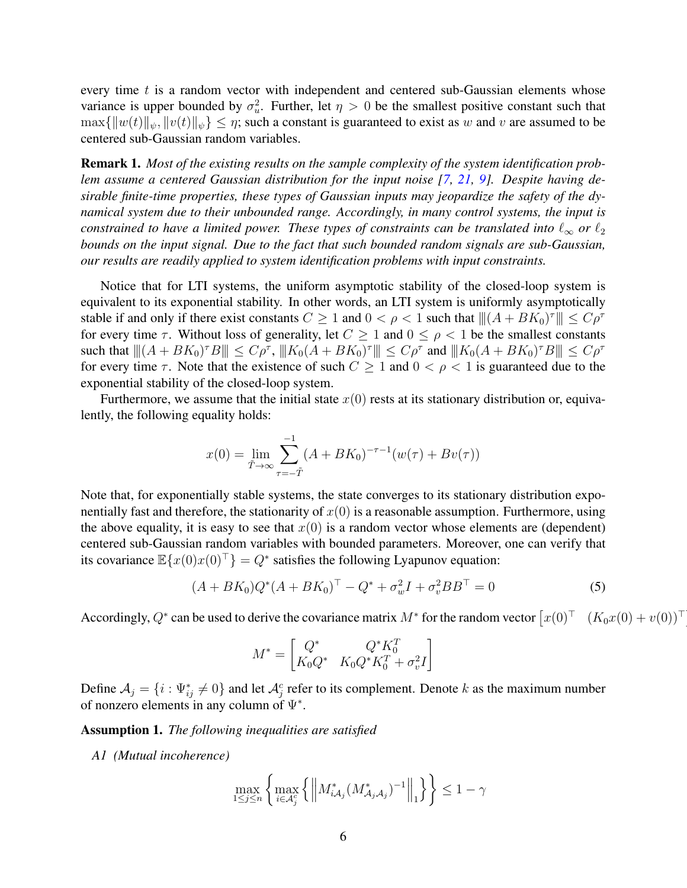every time $t$ is a random vector with independent and centered sub-Gaussian elements whose variance is upper bounded by $\sigma_u^2$. Further, let $\eta > 0$ be the smallest positive constant such that $\max\{\|w(t)\|_\psi, \|v(t)\|_\psi\} \leq \eta$; such a constant is guaranteed to exist as $w$ and $v$ are assumed to be centered sub-Gaussian random variables.

**Remark 1.** *Most of the existing results on the sample complexity of the system identification problem assume a centered Gaussian distribution for the input noise [7, 21, 9]. Despite having desirable finite-time properties, these types of Gaussian inputs may jeopardize the safety of the dynamical system due to their unbounded range. Accordingly, in many control systems, the input is constrained to have a limited power. These types of constraints can be translated into $\ell_\infty$ or $\ell_2$ bounds on the input signal. Due to the fact that such bounded random signals are sub-Gaussian, our results are readily applied to system identification problems with input constraints.*

Notice that for LTI systems, the uniform asymptotic stability of the closed-loop system is equivalent to its exponential stability. In other words, an LTI system is uniformly asymptotically stable if and only if there exist constants $C \geq 1$ and $0 < \rho < 1$ such that $|||(A + BK_0)^\tau||| \leq C\rho^\tau$ for every time $\tau$. Without loss of generality, let $C \geq 1$ and $0 \leq \rho < 1$ be the smallest constants such that $|||(A + BK_0)^\tau B||| \leq C\rho^\tau$, $|||K_0(A + BK_0)^\tau||| \leq C\rho^\tau$ and $|||K_0(A + BK_0)^\tau B||| \leq C\rho^\tau$ for every time $\tau$. Note that the existence of such $C \geq 1$ and $0 < \rho < 1$ is guaranteed due to the exponential stability of the closed-loop system.

Furthermore, we assume that the initial state $x(0)$ rests at its stationary distribution or, equivalently, the following equality holds:

$$x(0) = \lim_{\bar{T}\to\infty} \sum_{\tau=-\bar{T}}^{-1} (A + BK_0)^{-\tau-1}(w(\tau) + Bv(\tau))$$

Note that, for exponentially stable systems, the state converges to its stationary distribution exponentially fast and therefore, the stationarity of $x(0)$ is a reasonable assumption. Furthermore, using the above equality, it is easy to see that $x(0)$ is a random vector whose elements are (dependent) centered sub-Gaussian random variables with bounded parameters. Moreover, one can verify that its covariance $\mathbb{E}\{x(0)x(0)^\top\} = Q^*$ satisfies the following Lyapunov equation:

$$(A + BK_0)Q^*(A + BK_0)^\top - Q^* + \sigma_w^2 I + \sigma_v^2 BB^\top = 0 \tag{5}$$

Accordingly, $Q^*$ can be used to derive the covariance matrix $M^*$ for the random vector $\begin{bmatrix} x(0)^\top & (K_0x(0) + v(0))^\top \end{bmatrix}$

$$M^* = \begin{bmatrix} Q^* & Q^*K_0^T \\ K_0Q^* & K_0Q^*K_0^T + \sigma_v^2 I \end{bmatrix}$$

Define $\mathcal{A}_j = \{i : \Psi^*_{ij} \neq 0\}$ and let $\mathcal{A}_j^c$ refer to its complement. Denote $k$ as the maximum number of nonzero elements in any column of $\Psi^*$.

**Assumption 1.** *The following inequalities are satisfied*

*A1 (Mutual incoherence)*

$$\max_{1\leq j\leq n} \left\{ \max_{i\in\mathcal{A}_j^c} \left\{ \left\| M^*_{i\mathcal{A}_j}(M^*_{\mathcal{A}_j\mathcal{A}_j})^{-1} \right\|_1 \right\} \right\} \leq 1 - \gamma$$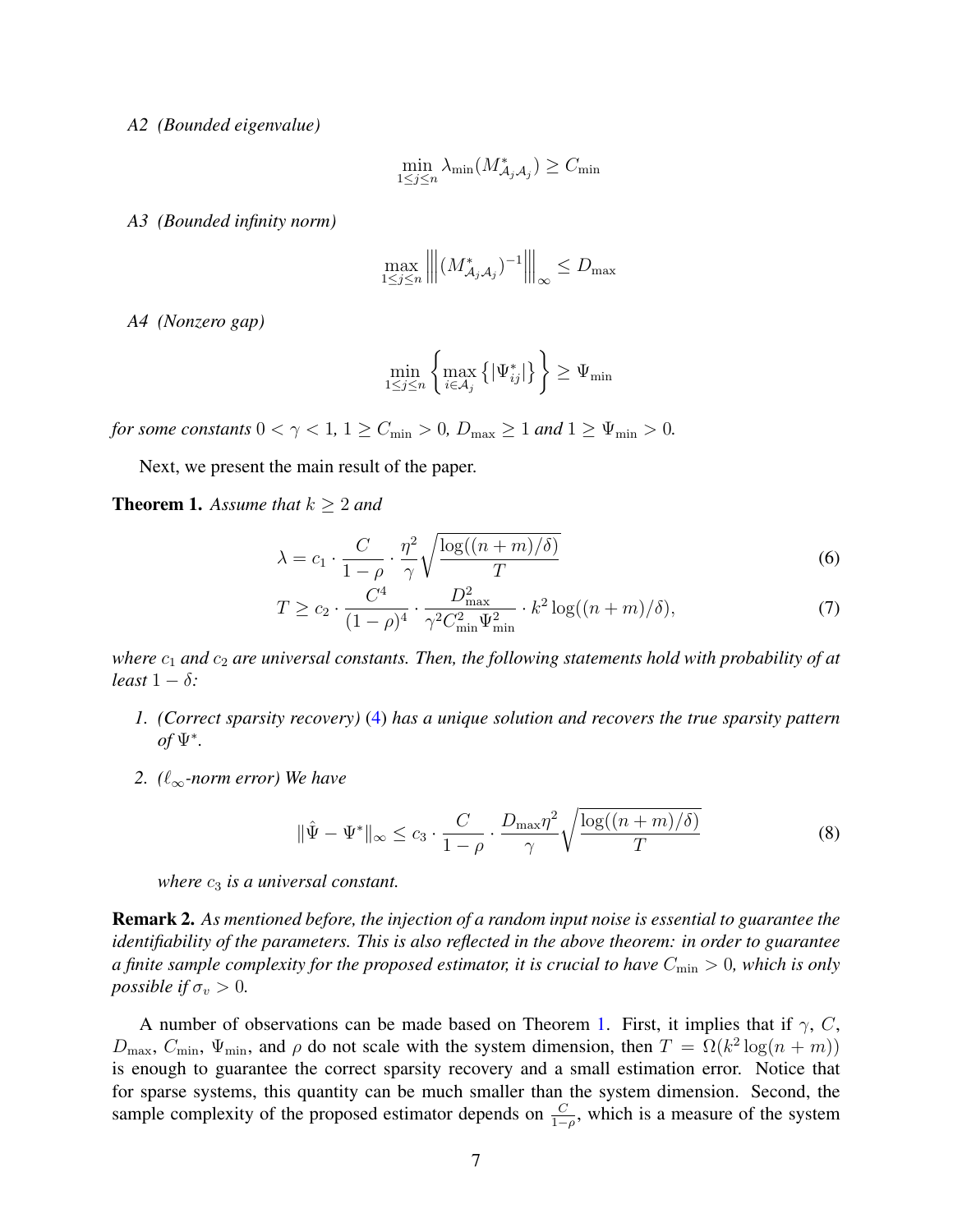*A2 (Bounded eigenvalue)*

$$\min_{1\leq j\leq n} \lambda_{\min}(M^*_{\mathcal{A}_j\mathcal{A}_j}) \geq C_{\min}$$

*A3 (Bounded infinity norm)*

$$\max_{1\leq j\leq n} \left|\left|\left|(M^*_{\mathcal{A}_j\mathcal{A}_j})^{-1}\right|\right|\right|_\infty \leq D_{\max}$$

*A4 (Nonzero gap)*

$$\min_{1\leq j\leq n} \left\{\max_{i\in\mathcal{A}_j}\left\{|\Psi^*_{ij}|\right\}\right\} \geq \Psi_{\min}$$

*for some constants $0 < \gamma < 1$, $1 \geq C_{\min} > 0$, $D_{\max} \geq 1$ and $1 \geq \Psi_{\min} > 0$.*

Next, we present the main result of the paper.

**Theorem 1.** *Assume that $k \geq 2$ and*

$$\lambda = c_1 \cdot \frac{C}{1-\rho} \cdot \frac{\eta^2}{\gamma}\sqrt{\frac{\log((n+m)/\delta)}{T}} \tag{6}$$

$$T \geq c_2 \cdot \frac{C^4}{(1-\rho)^4} \cdot \frac{D^2_{\max}}{\gamma^2 C^2_{\min}\Psi^2_{\min}} \cdot k^2\log((n+m)/\delta), \tag{7}$$

*where $c_1$ and $c_2$ are universal constants. Then, the following statements hold with probability of at least $1-\delta$:*

1. *(Correct sparsity recovery) (4) has a unique solution and recovers the true sparsity pattern of $\Psi^*$.*
2. *($\ell_\infty$-norm error) We have*

$$\|\hat{\Psi} - \Psi^*\|_\infty \leq c_3 \cdot \frac{C}{1-\rho} \cdot \frac{D_{\max}\eta^2}{\gamma}\sqrt{\frac{\log((n+m)/\delta)}{T}} \tag{8}$$

   *where $c_3$ is a universal constant.*

**Remark 2.** *As mentioned before, the injection of a random input noise is essential to guarantee the identifiability of the parameters. This is also reflected in the above theorem: in order to guarantee a finite sample complexity for the proposed estimator, it is crucial to have $C_{\min} > 0$, which is only possible if $\sigma_v > 0$.*

A number of observations can be made based on Theorem 1. First, it implies that if $\gamma$, $C$, $D_{\max}$, $C_{\min}$, $\Psi_{\min}$, and $\rho$ do not scale with the system dimension, then $T = \Omega(k^2\log(n+m))$ is enough to guarantee the correct sparsity recovery and a small estimation error. Notice that for sparse systems, this quantity can be much smaller than the system dimension. Second, the sample complexity of the proposed estimator depends on $\frac{C}{1-\rho}$, which is a measure of the system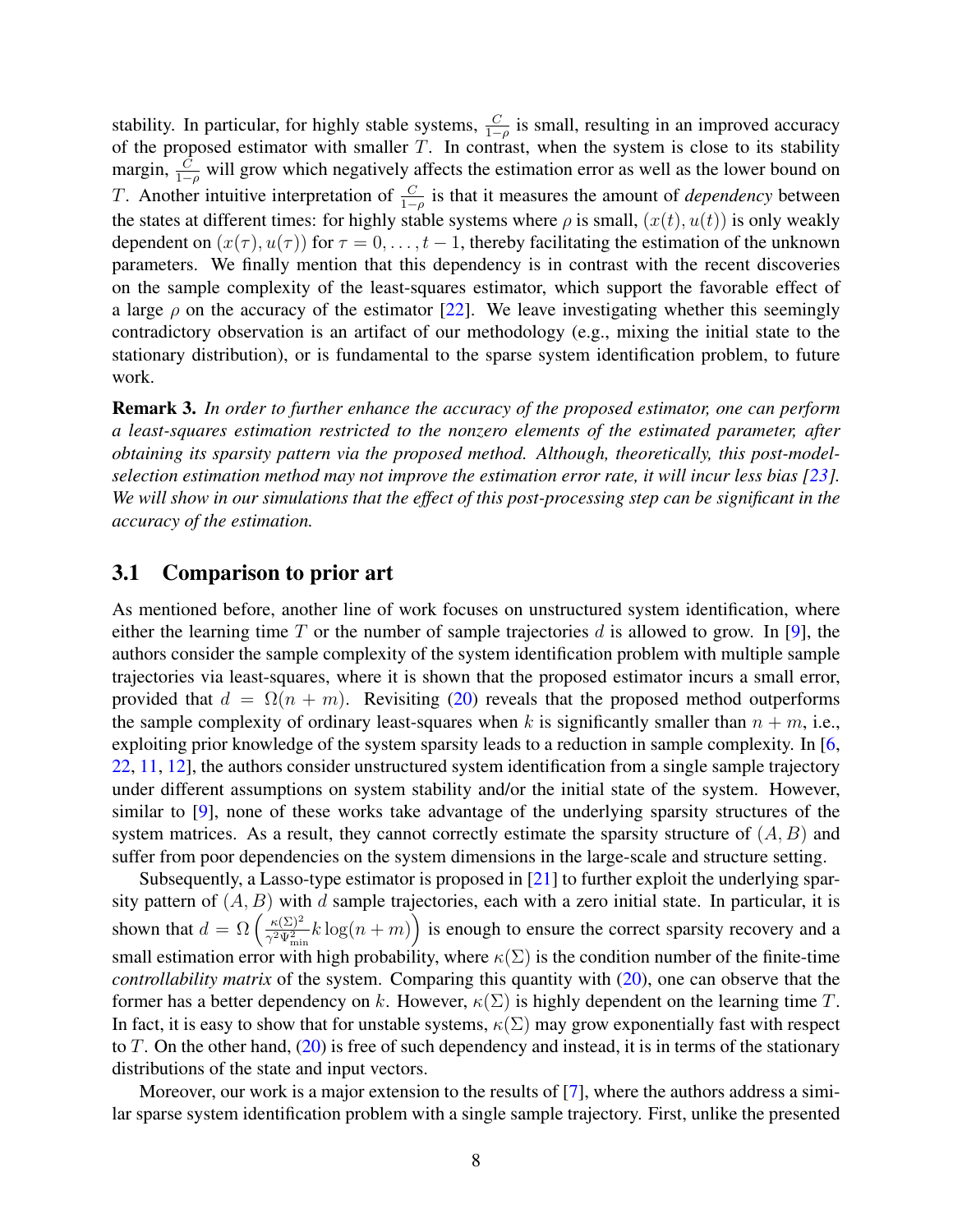stability. In particular, for highly stable systems, $\frac{C}{1-\rho}$ is small, resulting in an improved accuracy of the proposed estimator with smaller $T$. In contrast, when the system is close to its stability margin, $\frac{C}{1-\rho}$ will grow which negatively affects the estimation error as well as the lower bound on $T$. Another intuitive interpretation of $\frac{C}{1-\rho}$ is that it measures the amount of *dependency* between the states at different times: for highly stable systems where $\rho$ is small, $(x(t), u(t))$ is only weakly dependent on $(x(\tau), u(\tau))$ for $\tau = 0, \dots, t-1$, thereby facilitating the estimation of the unknown parameters. We finally mention that this dependency is in contrast with the recent discoveries on the sample complexity of the least-squares estimator, which support the favorable effect of a large $\rho$ on the accuracy of the estimator [22]. We leave investigating whether this seemingly contradictory observation is an artifact of our methodology (e.g., mixing the initial state to the stationary distribution), or is fundamental to the sparse system identification problem, to future work.

**Remark 3.** *In order to further enhance the accuracy of the proposed estimator, one can perform a least-squares estimation restricted to the nonzero elements of the estimated parameter, after obtaining its sparsity pattern via the proposed method. Although, theoretically, this post-model-selection estimation method may not improve the estimation error rate, it will incur less bias [23]. We will show in our simulations that the effect of this post-processing step can be significant in the accuracy of the estimation.*

## 3.1 Comparison to prior art

As mentioned before, another line of work focuses on unstructured system identification, where either the learning time $T$ or the number of sample trajectories $d$ is allowed to grow. In [9], the authors consider the sample complexity of the system identification problem with multiple sample trajectories via least-squares, where it is shown that the proposed estimator incurs a small error, provided that $d = \Omega(n + m)$. Revisiting (20) reveals that the proposed method outperforms the sample complexity of ordinary least-squares when $k$ is significantly smaller than $n + m$, i.e., exploiting prior knowledge of the system sparsity leads to a reduction in sample complexity. In [6, 22, 11, 12], the authors consider unstructured system identification from a single sample trajectory under different assumptions on system stability and/or the initial state of the system. However, similar to [9], none of these works take advantage of the underlying sparsity structures of the system matrices. As a result, they cannot correctly estimate the sparsity structure of $(A, B)$ and suffer from poor dependencies on the system dimensions in the large-scale and structure setting.

Subsequently, a Lasso-type estimator is proposed in [21] to further exploit the underlying sparsity pattern of $(A, B)$ with $d$ sample trajectories, each with a zero initial state. In particular, it is shown that $d = \Omega\left(\frac{\kappa(\Sigma)^2}{\gamma^2\Psi_{\min}^2} k \log(n + m)\right)$ is enough to ensure the correct sparsity recovery and a small estimation error with high probability, where $\kappa(\Sigma)$ is the condition number of the finite-time *controllability matrix* of the system. Comparing this quantity with (20), one can observe that the former has a better dependency on $k$. However, $\kappa(\Sigma)$ is highly dependent on the learning time $T$. In fact, it is easy to show that for unstable systems, $\kappa(\Sigma)$ may grow exponentially fast with respect to $T$. On the other hand, (20) is free of such dependency and instead, it is in terms of the stationary distributions of the state and input vectors.

Moreover, our work is a major extension to the results of [7], where the authors address a similar sparse system identification problem with a single sample trajectory. First, unlike the presented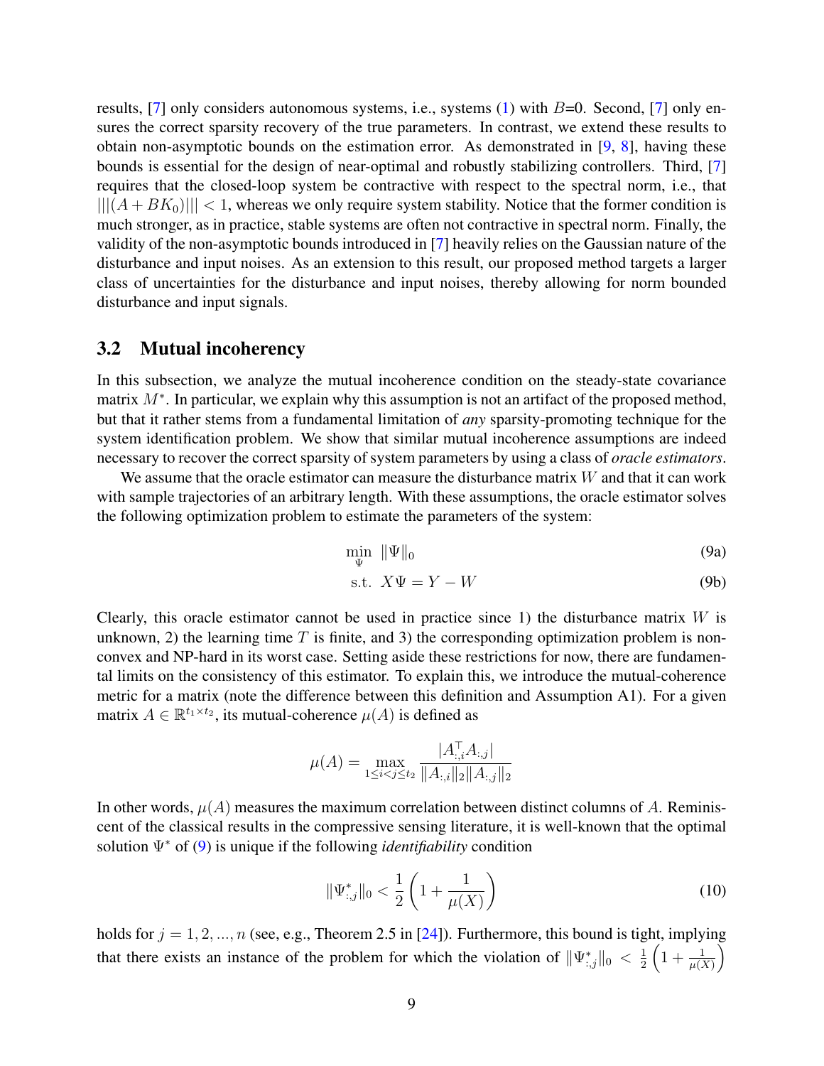results, [7] only considers autonomous systems, i.e., systems (1) with $B$=0. Second, [7] only ensures the correct sparsity recovery of the true parameters. In contrast, we extend these results to obtain non-asymptotic bounds on the estimation error. As demonstrated in [9, 8], having these bounds is essential for the design of near-optimal and robustly stabilizing controllers. Third, [7] requires that the closed-loop system be contractive with respect to the spectral norm, i.e., that $|||(A + BK_0)||| < 1$, whereas we only require system stability. Notice that the former condition is much stronger, as in practice, stable systems are often not contractive in spectral norm. Finally, the validity of the non-asymptotic bounds introduced in [7] heavily relies on the Gaussian nature of the disturbance and input noises. As an extension to this result, our proposed method targets a larger class of uncertainties for the disturbance and input noises, thereby allowing for norm bounded disturbance and input signals.

## 3.2 Mutual incoherency

In this subsection, we analyze the mutual incoherence condition on the steady-state covariance matrix $M^*$. In particular, we explain why this assumption is not an artifact of the proposed method, but that it rather stems from a fundamental limitation of *any* sparsity-promoting technique for the system identification problem. We show that similar mutual incoherence assumptions are indeed necessary to recover the correct sparsity of system parameters by using a class of *oracle estimators*.

We assume that the oracle estimator can measure the disturbance matrix $W$ and that it can work with sample trajectories of an arbitrary length. With these assumptions, the oracle estimator solves the following optimization problem to estimate the parameters of the system:

$$\min_{\Psi} \ \|\Psi\|_0 \tag{9a}$$

$$\text{s.t.} \ \ X\Psi = Y - W \tag{9b}$$

Clearly, this oracle estimator cannot be used in practice since 1) the disturbance matrix $W$ is unknown, 2) the learning time $T$ is finite, and 3) the corresponding optimization problem is non-convex and NP-hard in its worst case. Setting aside these restrictions for now, there are fundamental limits on the consistency of this estimator. To explain this, we introduce the mutual-coherence metric for a matrix (note the difference between this definition and Assumption A1). For a given matrix $A \in \mathbb{R}^{t_1 \times t_2}$, its mutual-coherence $\mu(A)$ is defined as

$$\mu(A) = \max_{1 \leq i < j \leq t_2} \frac{|A_{:,i}^\top A_{:,j}|}{\|A_{:,i}\|_2 \|A_{:,j}\|_2}$$

In other words, $\mu(A)$ measures the maximum correlation between distinct columns of $A$. Reminiscent of the classical results in the compressive sensing literature, it is well-known that the optimal solution $\Psi^*$ of (9) is unique if the following *identifiability* condition

$$\|\Psi^*_{:,j}\|_0 < \frac{1}{2}\left(1 + \frac{1}{\mu(X)}\right) \tag{10}$$

holds for $j = 1, 2, ..., n$ (see, e.g., Theorem 2.5 in [24]). Furthermore, this bound is tight, implying that there exists an instance of the problem for which the violation of $\|\Psi^*_{:,j}\|_0 < \frac{1}{2}\left(1 + \frac{1}{\mu(X)}\right)$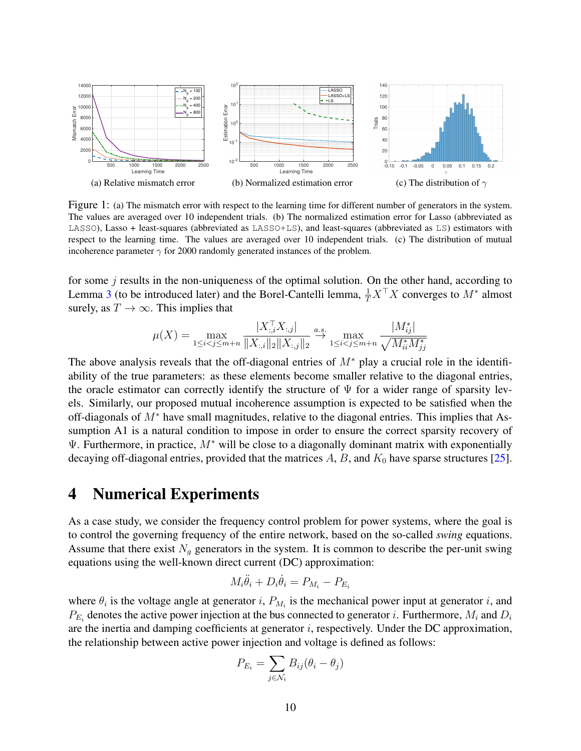(a) Relative mismatch error

(b) Normalized estimation error

(c) The distribution of $\gamma$

Figure 1: (a) The mismatch error with respect to the learning time for different number of generators in the system. The values are averaged over 10 independent trials. (b) The normalized estimation error for Lasso (abbreviated as LASSO), Lasso + least-squares (abbreviated as LASSO+LS), and least-squares (abbreviated as LS) estimators with respect to the learning time. The values are averaged over 10 independent trials. (c) The distribution of mutual incoherence parameter $\gamma$ for 2000 randomly generated instances of the problem.

for some $j$ results in the non-uniqueness of the optimal solution. On the other hand, according to Lemma 3 (to be introduced later) and the Borel-Cantelli lemma, $\frac{1}{T}X^\top X$ converges to $M^*$ almost surely, as $T \to \infty$. This implies that

$$\mu(X) = \max_{1\leq i<j\leq m+n} \frac{|X_{:,i}^\top X_{:,j}|}{\|X_{:,i}\|_2 \|X_{:,j}\|_2} \overset{a.s.}{\to} \max_{1\leq i<j\leq m+n} \frac{|M^*_{ij}|}{\sqrt{M^*_{ii}M^*_{jj}}}$$

The above analysis reveals that the off-diagonal entries of $M^*$ play a crucial role in the identifiability of the true parameters: as these elements become smaller relative to the diagonal entries, the oracle estimator can correctly identify the structure of $\Psi$ for a wider range of sparsity levels. Similarly, our proposed mutual incoherence assumption is expected to be satisfied when the off-diagonals of $M^*$ have small magnitudes, relative to the diagonal entries. This implies that Assumption A1 is a natural condition to impose in order to ensure the correct sparsity recovery of $\Psi$. Furthermore, in practice, $M^*$ will be close to a diagonally dominant matrix with exponentially decaying off-diagonal entries, provided that the matrices $A$, $B$, and $K_0$ have sparse structures [25].

# 4 Numerical Experiments

As a case study, we consider the frequency control problem for power systems, where the goal is to control the governing frequency of the entire network, based on the so-called *swing* equations. Assume that there exist $N_g$ generators in the system. It is common to describe the per-unit swing equations using the well-known direct current (DC) approximation:

$$M_i\ddot{\theta}_i + D_i\dot{\theta}_i = P_{M_i} - P_{E_i}$$

where $\theta_i$ is the voltage angle at generator $i$, $P_{M_i}$ is the mechanical power input at generator $i$, and $P_{E_i}$ denotes the active power injection at the bus connected to generator $i$. Furthermore, $M_i$ and $D_i$ are the inertia and damping coefficients at generator $i$, respectively. Under the DC approximation, the relationship between active power injection and voltage is defined as follows:

$$P_{E_i} = \sum_{j\in\mathcal{N}_i} B_{ij}(\theta_i - \theta_j)$$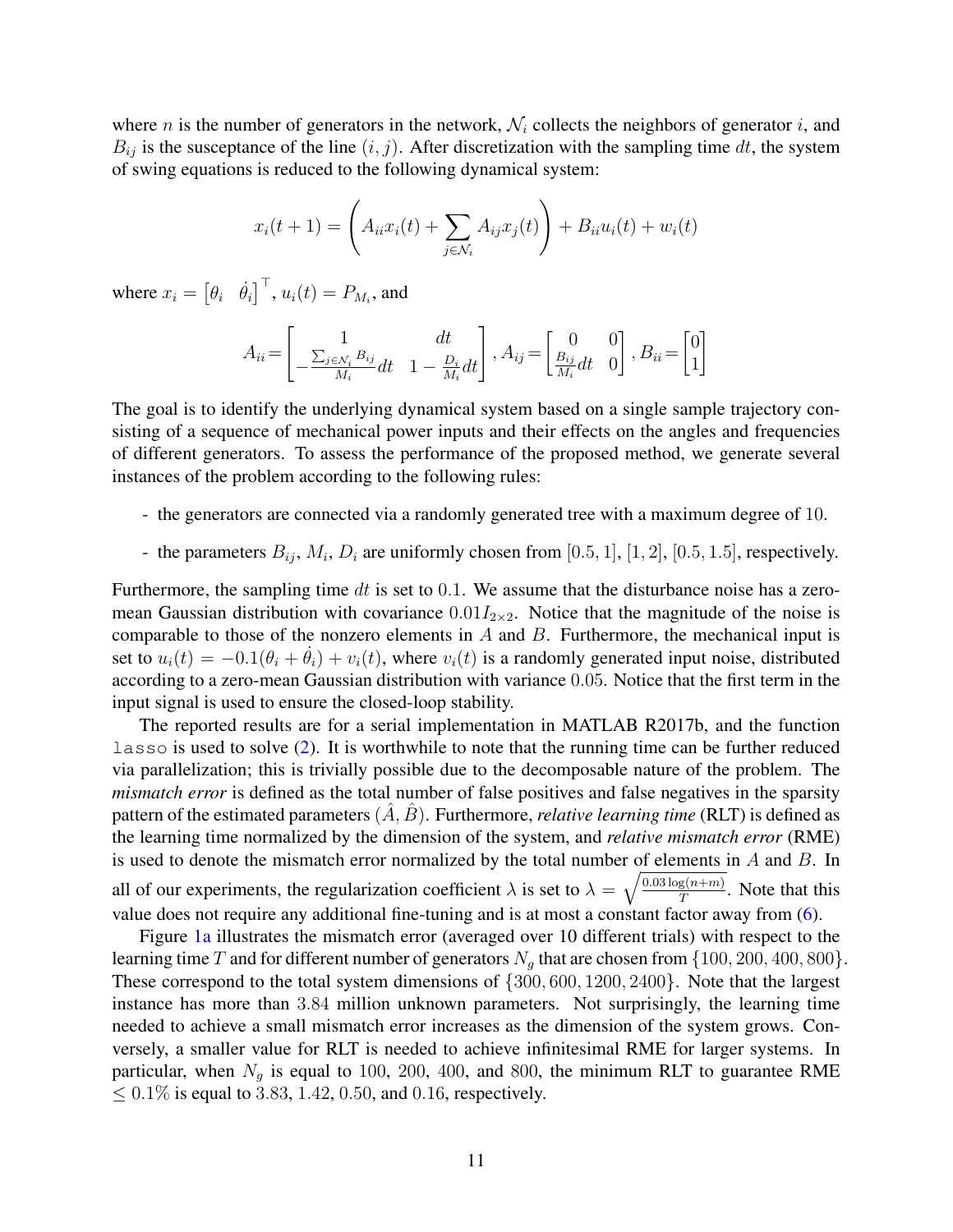where $n$ is the number of generators in the network, $\mathcal{N}_i$ collects the neighbors of generator $i$, and $B_{ij}$ is the susceptance of the line $(i, j)$. After discretization with the sampling time $dt$, the system of swing equations is reduced to the following dynamical system:

$$x_i(t+1) = \left( A_{ii} x_i(t) + \sum_{j \in \mathcal{N}_i} A_{ij} x_j(t) \right) + B_{ii} u_i(t) + w_i(t)$$

where $x_i = \begin{bmatrix} \theta_i & \dot{\theta}_i \end{bmatrix}^\top$, $u_i(t) = P_{M_i}$, and

$$A_{ii} = \begin{bmatrix} 1 & dt \\ -\frac{\sum_{j \in \mathcal{N}_i} B_{ij}}{M_i} dt & 1 - \frac{D_i}{M_i} dt \end{bmatrix}, A_{ij} = \begin{bmatrix} 0 & 0 \\ \frac{B_{ij}}{M_i} dt & 0 \end{bmatrix}, B_{ii} = \begin{bmatrix} 0 \\ 1 \end{bmatrix}$$

The goal is to identify the underlying dynamical system based on a single sample trajectory consisting of a sequence of mechanical power inputs and their effects on the angles and frequencies of different generators. To assess the performance of the proposed method, we generate several instances of the problem according to the following rules:

- the generators are connected via a randomly generated tree with a maximum degree of 10.
- the parameters $B_{ij}$, $M_i$, $D_i$ are uniformly chosen from $[0.5, 1]$, $[1, 2]$, $[0.5, 1.5]$, respectively.

Furthermore, the sampling time $dt$ is set to $0.1$. We assume that the disturbance noise has a zero-mean Gaussian distribution with covariance $0.01 I_{2\times 2}$. Notice that the magnitude of the noise is comparable to those of the nonzero elements in $A$ and $B$. Furthermore, the mechanical input is set to $u_i(t) = -0.1(\theta_i + \dot{\theta}_i) + v_i(t)$, where $v_i(t)$ is a randomly generated input noise, distributed according to a zero-mean Gaussian distribution with variance $0.05$. Notice that the first term in the input signal is used to ensure the closed-loop stability.

The reported results are for a serial implementation in MATLAB R2017b, and the function `lasso` is used to solve (2). It is worthwhile to note that the running time can be further reduced via parallelization; this is trivially possible due to the decomposable nature of the problem. The *mismatch error* is defined as the total number of false positives and false negatives in the sparsity pattern of the estimated parameters $(\hat{A}, \hat{B})$. Furthermore, *relative learning time* (RLT) is defined as the learning time normalized by the dimension of the system, and *relative mismatch error* (RME) is used to denote the mismatch error normalized by the total number of elements in $A$ and $B$. In all of our experiments, the regularization coefficient $\lambda$ is set to $\lambda = \sqrt{\frac{0.03 \log(n+m)}{T}}$. Note that this value does not require any additional fine-tuning and is at most a constant factor away from (6).

Figure 1a illustrates the mismatch error (averaged over 10 different trials) with respect to the learning time $T$ and for different number of generators $N_g$ that are chosen from $\{100, 200, 400, 800\}$. These correspond to the total system dimensions of $\{300, 600, 1200, 2400\}$. Note that the largest instance has more than $3.84$ million unknown parameters. Not surprisingly, the learning time needed to achieve a small mismatch error increases as the dimension of the system grows. Conversely, a smaller value for RLT is needed to achieve infinitesimal RME for larger systems. In particular, when $N_g$ is equal to $100$, $200$, $400$, and $800$, the minimum RLT to guarantee RME $\leq 0.1\%$ is equal to $3.83$, $1.42$, $0.50$, and $0.16$, respectively.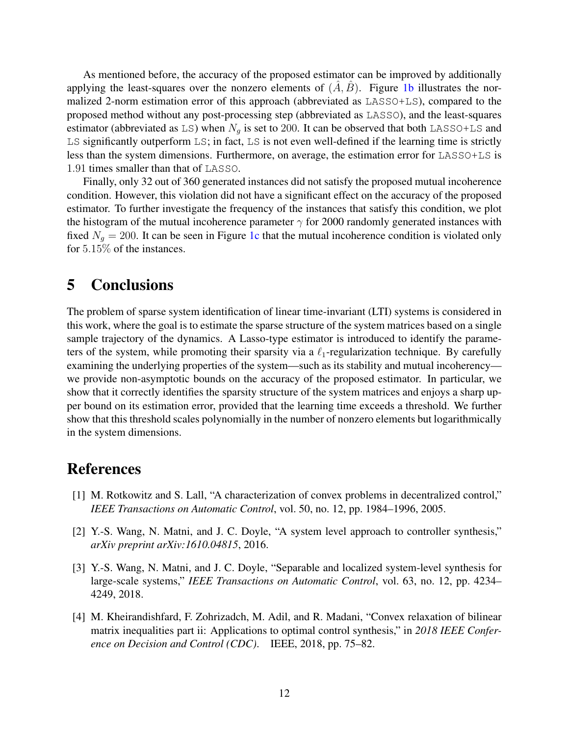As mentioned before, the accuracy of the proposed estimator can be improved by additionally applying the least-squares over the nonzero elements of $(\hat{A}, \hat{B})$. Figure 1b illustrates the normalized 2-norm estimation error of this approach (abbreviated as `LASSO+LS`), compared to the proposed method without any post-processing step (abbreviated as `LASSO`), and the least-squares estimator (abbreviated as `LS`) when $N_g$ is set to 200. It can be observed that both `LASSO+LS` and `LS` significantly outperform `LS`; in fact, `LS` is not even well-defined if the learning time is strictly less than the system dimensions. Furthermore, on average, the estimation error for `LASSO+LS` is 1.91 times smaller than that of `LASSO`.

Finally, only 32 out of 360 generated instances did not satisfy the proposed mutual incoherence condition. However, this violation did not have a significant effect on the accuracy of the proposed estimator. To further investigate the frequency of the instances that satisfy this condition, we plot the histogram of the mutual incoherence parameter $\gamma$ for 2000 randomly generated instances with fixed $N_g = 200$. It can be seen in Figure 1c that the mutual incoherence condition is violated only for $5.15\%$ of the instances.

# 5 Conclusions

The problem of sparse system identification of linear time-invariant (LTI) systems is considered in this work, where the goal is to estimate the sparse structure of the system matrices based on a single sample trajectory of the dynamics. A Lasso-type estimator is introduced to identify the parameters of the system, while promoting their sparsity via a $\ell_1$-regularization technique. By carefully examining the underlying properties of the system—such as its stability and mutual incoherency—we provide non-asymptotic bounds on the accuracy of the proposed estimator. In particular, we show that it correctly identifies the sparsity structure of the system matrices and enjoys a sharp upper bound on its estimation error, provided that the learning time exceeds a threshold. We further show that this threshold scales polynomially in the number of nonzero elements but logarithmically in the system dimensions.

# References

[1] M. Rotkowitz and S. Lall, "A characterization of convex problems in decentralized control," *IEEE Transactions on Automatic Control*, vol. 50, no. 12, pp. 1984–1996, 2005.

[2] Y.-S. Wang, N. Matni, and J. C. Doyle, "A system level approach to controller synthesis," *arXiv preprint arXiv:1610.04815*, 2016.

[3] Y.-S. Wang, N. Matni, and J. C. Doyle, "Separable and localized system-level synthesis for large-scale systems," *IEEE Transactions on Automatic Control*, vol. 63, no. 12, pp. 4234–4249, 2018.

[4] M. Kheirandishfard, F. Zohrizadch, M. Adil, and R. Madani, "Convex relaxation of bilinear matrix inequalities part ii: Applications to optimal control synthesis," in *2018 IEEE Conference on Decision and Control (CDC)*. IEEE, 2018, pp. 75–82.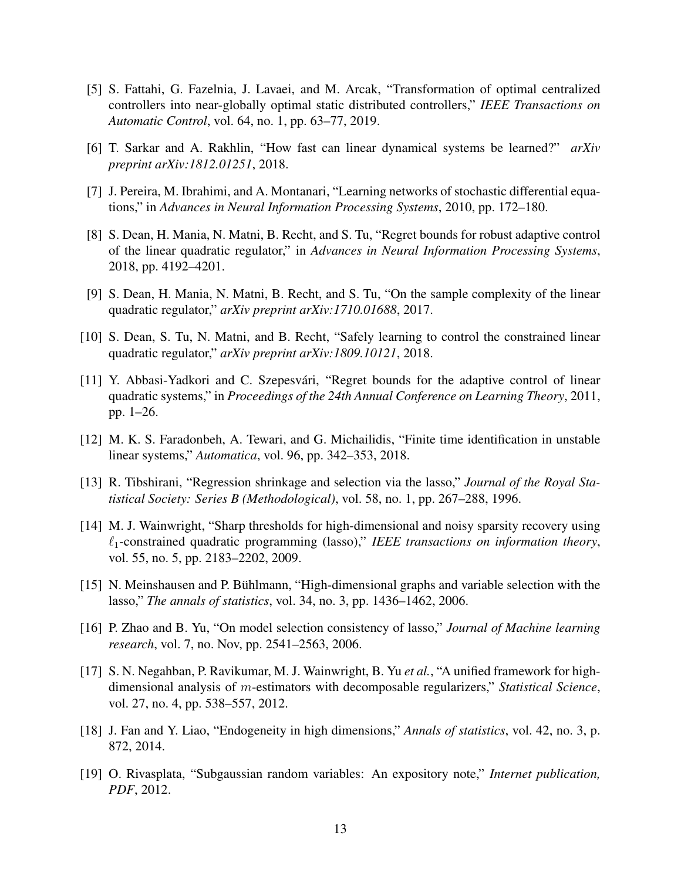[5] S. Fattahi, G. Fazelnia, J. Lavaei, and M. Arcak, "Transformation of optimal centralized controllers into near-globally optimal static distributed controllers," *IEEE Transactions on Automatic Control*, vol. 64, no. 1, pp. 63–77, 2019.

[6] T. Sarkar and A. Rakhlin, "How fast can linear dynamical systems be learned?" *arXiv preprint arXiv:1812.01251*, 2018.

[7] J. Pereira, M. Ibrahimi, and A. Montanari, "Learning networks of stochastic differential equations," in *Advances in Neural Information Processing Systems*, 2010, pp. 172–180.

[8] S. Dean, H. Mania, N. Matni, B. Recht, and S. Tu, "Regret bounds for robust adaptive control of the linear quadratic regulator," in *Advances in Neural Information Processing Systems*, 2018, pp. 4192–4201.

[9] S. Dean, H. Mania, N. Matni, B. Recht, and S. Tu, "On the sample complexity of the linear quadratic regulator," *arXiv preprint arXiv:1710.01688*, 2017.

[10] S. Dean, S. Tu, N. Matni, and B. Recht, "Safely learning to control the constrained linear quadratic regulator," *arXiv preprint arXiv:1809.10121*, 2018.

[11] Y. Abbasi-Yadkori and C. Szepesvári, "Regret bounds for the adaptive control of linear quadratic systems," in *Proceedings of the 24th Annual Conference on Learning Theory*, 2011, pp. 1–26.

[12] M. K. S. Faradonbeh, A. Tewari, and G. Michailidis, "Finite time identification in unstable linear systems," *Automatica*, vol. 96, pp. 342–353, 2018.

[13] R. Tibshirani, "Regression shrinkage and selection via the lasso," *Journal of the Royal Statistical Society: Series B (Methodological)*, vol. 58, no. 1, pp. 267–288, 1996.

[14] M. J. Wainwright, "Sharp thresholds for high-dimensional and noisy sparsity recovery using $\ell_1$-constrained quadratic programming (lasso)," *IEEE transactions on information theory*, vol. 55, no. 5, pp. 2183–2202, 2009.

[15] N. Meinshausen and P. Bühlmann, "High-dimensional graphs and variable selection with the lasso," *The annals of statistics*, vol. 34, no. 3, pp. 1436–1462, 2006.

[16] P. Zhao and B. Yu, "On model selection consistency of lasso," *Journal of Machine learning research*, vol. 7, no. Nov, pp. 2541–2563, 2006.

[17] S. N. Negahban, P. Ravikumar, M. J. Wainwright, B. Yu *et al.*, "A unified framework for high-dimensional analysis of $m$-estimators with decomposable regularizers," *Statistical Science*, vol. 27, no. 4, pp. 538–557, 2012.

[18] J. Fan and Y. Liao, "Endogeneity in high dimensions," *Annals of statistics*, vol. 42, no. 3, p. 872, 2014.

[19] O. Rivasplata, "Subgaussian random variables: An expository note," *Internet publication, PDF*, 2012.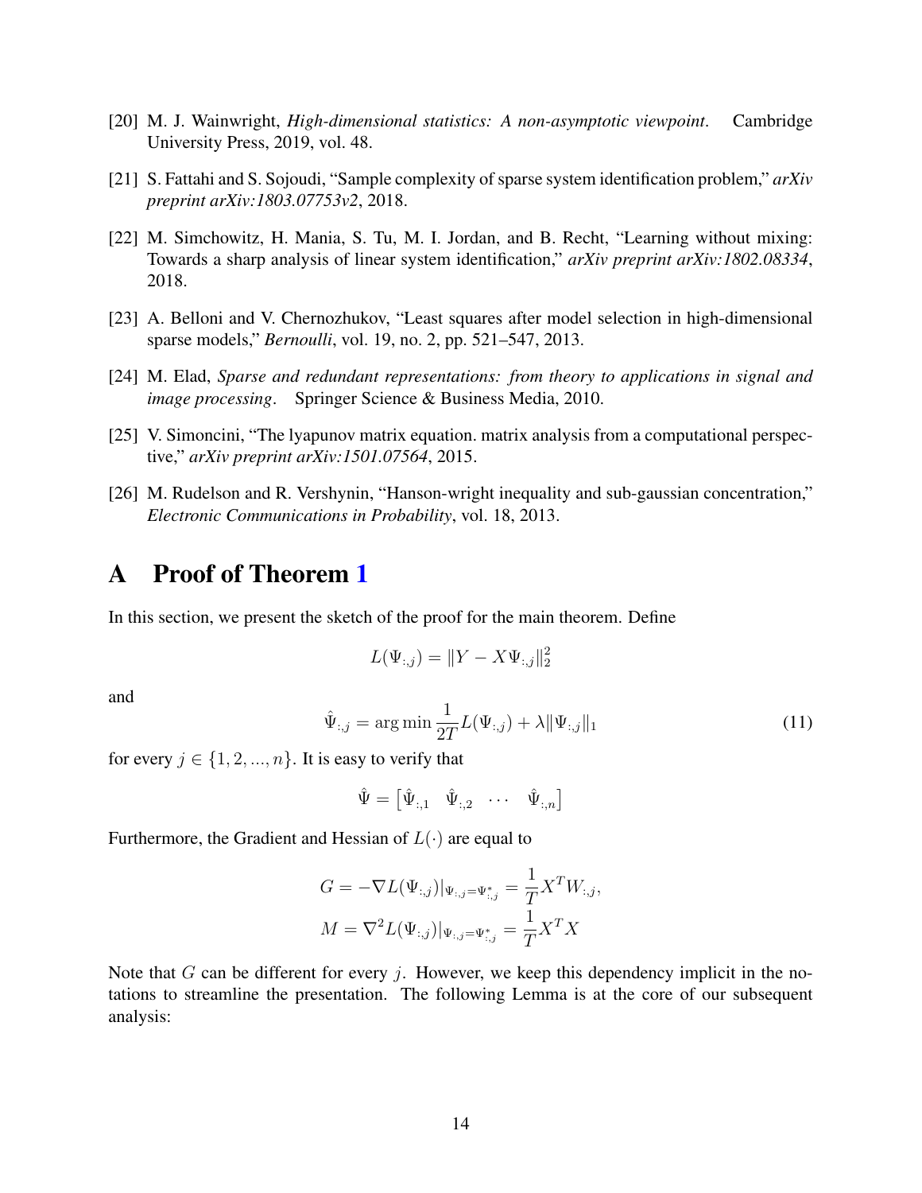[20] M. J. Wainwright, *High-dimensional statistics: A non-asymptotic viewpoint*. Cambridge University Press, 2019, vol. 48.

[21] S. Fattahi and S. Sojoudi, "Sample complexity of sparse system identification problem," *arXiv preprint arXiv:1803.07753v2*, 2018.

[22] M. Simchowitz, H. Mania, S. Tu, M. I. Jordan, and B. Recht, "Learning without mixing: Towards a sharp analysis of linear system identification," *arXiv preprint arXiv:1802.08334*, 2018.

[23] A. Belloni and V. Chernozhukov, "Least squares after model selection in high-dimensional sparse models," *Bernoulli*, vol. 19, no. 2, pp. 521–547, 2013.

[24] M. Elad, *Sparse and redundant representations: from theory to applications in signal and image processing*. Springer Science & Business Media, 2010.

[25] V. Simoncini, "The lyapunov matrix equation. matrix analysis from a computational perspective," *arXiv preprint arXiv:1501.07564*, 2015.

[26] M. Rudelson and R. Vershynin, "Hanson-wright inequality and sub-gaussian concentration," *Electronic Communications in Probability*, vol. 18, 2013.

# A Proof of Theorem 1

In this section, we present the sketch of the proof for the main theorem. Define

$$L(\Psi_{:,j}) = \|Y - X\Psi_{:,j}\|_2^2$$

and

$$\hat{\Psi}_{:,j} = \arg\min \frac{1}{2T}L(\Psi_{:,j}) + \lambda\|\Psi_{:,j}\|_1 \tag{11}$$

for every $j \in \{1, 2, ..., n\}$. It is easy to verify that

$$\hat{\Psi} = \begin{bmatrix} \hat{\Psi}_{:,1} & \hat{\Psi}_{:,2} & \cdots & \hat{\Psi}_{:,n} \end{bmatrix}$$

Furthermore, the Gradient and Hessian of $L(\cdot)$ are equal to

$$G = -\nabla L(\Psi_{:,j})|_{\Psi_{:,j}=\Psi^*_{:,j}} = \frac{1}{T}X^T W_{:,j},$$
$$M = \nabla^2 L(\Psi_{:,j})|_{\Psi_{:,j}=\Psi^*_{:,j}} = \frac{1}{T}X^T X$$

Note that $G$ can be different for every $j$. However, we keep this dependency implicit in the notations to streamline the presentation. The following Lemma is at the core of our subsequent analysis: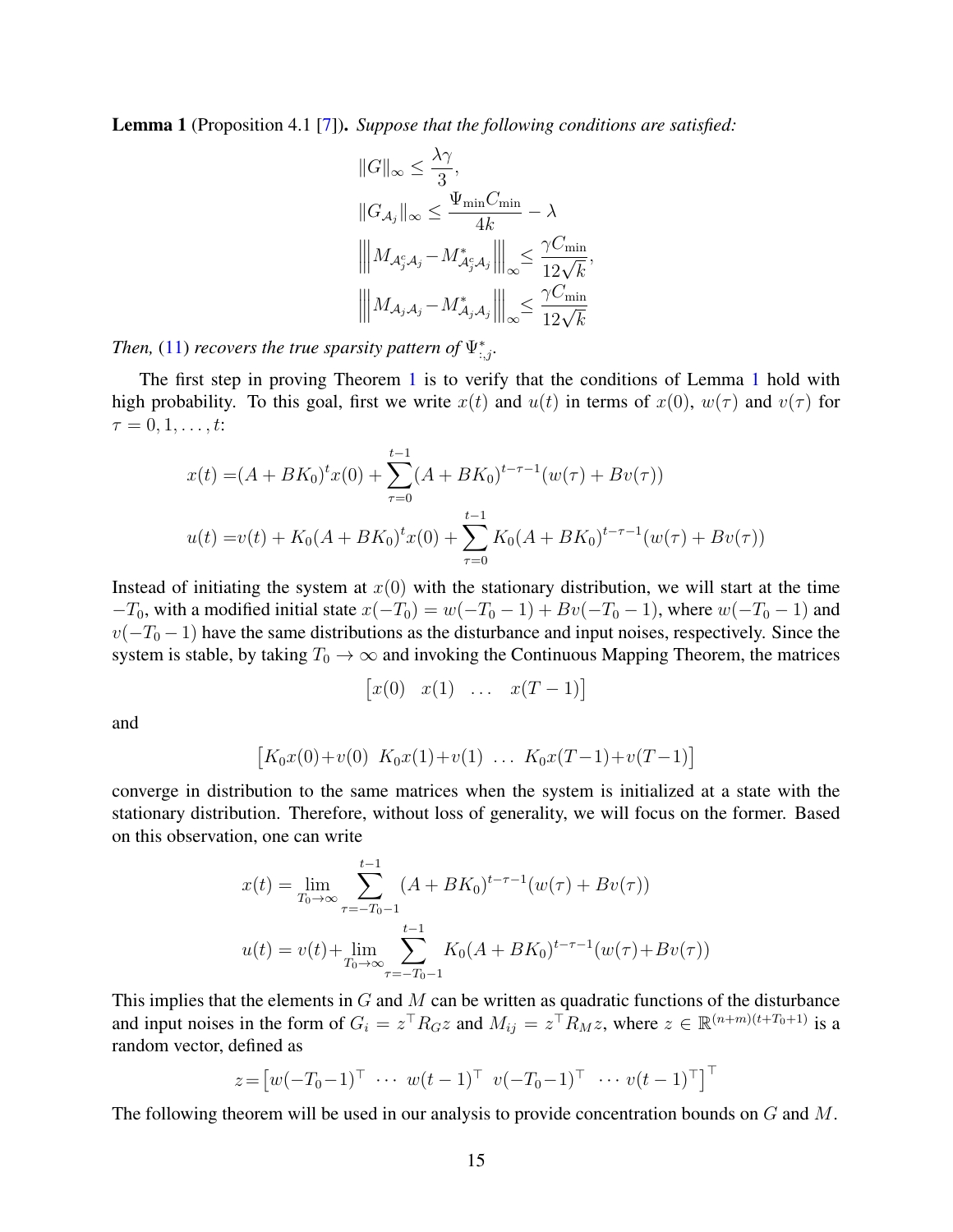**Lemma 1** (Proposition 4.1 [7]). *Suppose that the following conditions are satisfied:*

$$\|G\|_\infty \leq \frac{\lambda\gamma}{3},$$

$$\|G_{\mathcal{A}_j}\|_\infty \leq \frac{\Psi_{\min} C_{\min}}{4k} - \lambda$$

$$\left|\left|\left| M_{\mathcal{A}_j^c \mathcal{A}_j} - M^*_{\mathcal{A}_j^c \mathcal{A}_j} \right|\right|\right|_\infty \leq \frac{\gamma C_{\min}}{12\sqrt{k}},$$

$$\left|\left|\left| M_{\mathcal{A}_j \mathcal{A}_j} - M^*_{\mathcal{A}_j \mathcal{A}_j} \right|\right|\right|_\infty \leq \frac{\gamma C_{\min}}{12\sqrt{k}}$$

*Then,* (11) *recovers the true sparsity pattern of* $\Psi^*_{:,j}$.

The first step in proving Theorem 1 is to verify that the conditions of Lemma 1 hold with high probability. To this goal, first we write $x(t)$ and $u(t)$ in terms of $x(0)$, $w(\tau)$ and $v(\tau)$ for $\tau = 0, 1, \dots, t$:

$$x(t) = (A + BK_0)^t x(0) + \sum_{\tau=0}^{t-1} (A + BK_0)^{t-\tau-1}(w(\tau) + Bv(\tau))$$

$$u(t) = v(t) + K_0(A + BK_0)^t x(0) + \sum_{\tau=0}^{t-1} K_0(A + BK_0)^{t-\tau-1}(w(\tau) + Bv(\tau))$$

Instead of initiating the system at $x(0)$ with the stationary distribution, we will start at the time $-T_0$, with a modified initial state $x(-T_0) = w(-T_0 - 1) + Bv(-T_0 - 1)$, where $w(-T_0 - 1)$ and $v(-T_0 - 1)$ have the same distributions as the disturbance and input noises, respectively. Since the system is stable, by taking $T_0 \to \infty$ and invoking the Continuous Mapping Theorem, the matrices

$$\begin{bmatrix} x(0) & x(1) & \dots & x(T-1) \end{bmatrix}$$

and

$$\begin{bmatrix} K_0 x(0) + v(0) & K_0 x(1) + v(1) & \dots & K_0 x(T-1) + v(T-1) \end{bmatrix}$$

converge in distribution to the same matrices when the system is initialized at a state with the stationary distribution. Therefore, without loss of generality, we will focus on the former. Based on this observation, one can write

$$x(t) = \lim_{T_0 \to \infty} \sum_{\tau=-T_0-1}^{t-1} (A + BK_0)^{t-\tau-1}(w(\tau) + Bv(\tau))$$

$$u(t) = v(t) + \lim_{T_0 \to \infty} \sum_{\tau=-T_0-1}^{t-1} K_0(A + BK_0)^{t-\tau-1}(w(\tau) + Bv(\tau))$$

This implies that the elements in $G$ and $M$ can be written as quadratic functions of the disturbance and input noises in the form of $G_i = z^\top R_G z$ and $M_{ij} = z^\top R_M z$, where $z \in \mathbb{R}^{(n+m)(t+T_0+1)}$ is a random vector, defined as

$$z = \begin{bmatrix} w(-T_0-1)^\top & \cdots & w(t-1)^\top & v(-T_0-1)^\top & \cdots & v(t-1)^\top \end{bmatrix}^\top$$

The following theorem will be used in our analysis to provide concentration bounds on $G$ and $M$.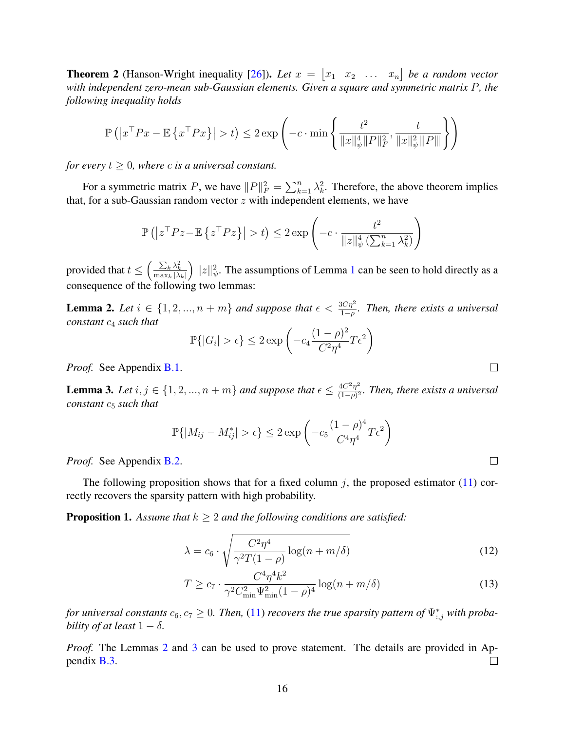**Theorem 2** (Hanson-Wright inequality [26]). *Let $x = \begin{bmatrix} x_1 & x_2 & \dots & x_n \end{bmatrix}$ be a random vector with independent zero-mean sub-Gaussian elements. Given a square and symmetric matrix $P$, the following inequality holds*

$$\mathbb{P}\left(\left|x^\top P x - \mathbb{E}\left\{x^\top P x\right\}\right| > t\right) \leq 2\exp\left(-c \cdot \min\left\{\frac{t^2}{\|x\|_\psi^4 \|P\|_F^2}, \frac{t}{\|x\|_\psi^2 \|P\|}\right\}\right)$$

*for every $t \geq 0$, where $c$ is a universal constant.*

For a symmetric matrix $P$, we have $\|P\|_F^2 = \sum_{k=1}^n \lambda_k^2$. Therefore, the above theorem implies that, for a sub-Gaussian random vector $z$ with independent elements, we have

$$\mathbb{P}\left(\left|z^\top P z - \mathbb{E}\left\{z^\top P z\right\}\right| > t\right) \leq 2\exp\left(-c \cdot \frac{t^2}{\|z\|_\psi^4 \left(\sum_{k=1}^n \lambda_k^2\right)}\right)$$

provided that $t \leq \left(\frac{\sum_k \lambda_k^2}{\max_k |\lambda_k|}\right)\|z\|_\psi^2$. The assumptions of Lemma 1 can be seen to hold directly as a consequence of the following two lemmas:

**Lemma 2.** *Let $i \in \{1, 2, ..., n+m\}$ and suppose that $\epsilon < \frac{3C\eta^2}{1-\rho}$. Then, there exists a universal constant $c_4$ such that*

$$\mathbb{P}\{|G_i| > \epsilon\} \leq 2\exp\left(-c_4 \frac{(1-\rho)^2}{C^2\eta^4} T\epsilon^2\right)$$

*Proof.* See Appendix B.1. □

**Lemma 3.** *Let $i, j \in \{1, 2, ..., n+m\}$ and suppose that $\epsilon \leq \frac{4C^2\eta^2}{(1-\rho)^2}$. Then, there exists a universal constant $c_5$ such that*

$$\mathbb{P}\{|M_{ij} - M_{ij}^*| > \epsilon\} \leq 2\exp\left(-c_5 \frac{(1-\rho)^4}{C^4\eta^4} T\epsilon^2\right)$$

*Proof.* See Appendix B.2. □

The following proposition shows that for a fixed column $j$, the proposed estimator (11) correctly recovers the sparsity pattern with high probability.

**Proposition 1.** *Assume that $k \geq 2$ and the following conditions are satisfied:*

$$\lambda = c_6 \cdot \sqrt{\frac{C^2\eta^4}{\gamma^2 T(1-\rho)}\log(n + m/\delta)} \tag{12}$$

$$T \geq c_7 \cdot \frac{C^4\eta^4 k^2}{\gamma^2 C_{\min}^2 \Psi_{\min}^2 (1-\rho)^4}\log(n + m/\delta) \tag{13}$$

*for universal constants $c_6, c_7 \geq 0$. Then, (11) recovers the true sparsity pattern of $\Psi_{:,j}^*$ with probability of at least $1 - \delta$.*

*Proof.* The Lemmas 2 and 3 can be used to prove statement. The details are provided in Appendix B.3. □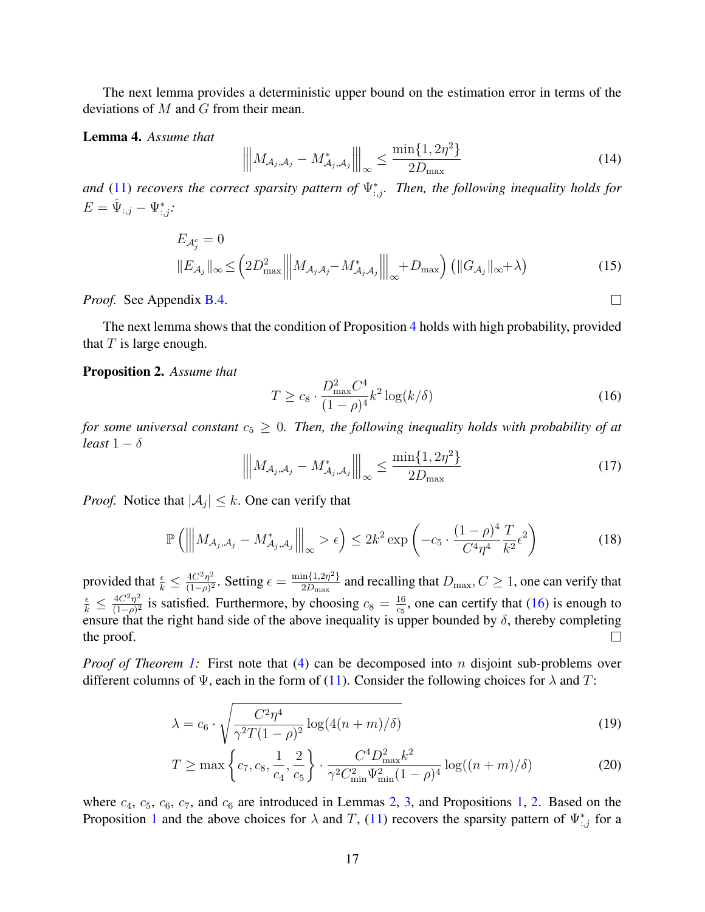The next lemma provides a deterministic upper bound on the estimation error in terms of the deviations of $M$ and $G$ from their mean.

**Lemma 4.** *Assume that*

$$\left\|\left\| M_{\mathcal{A}_j,\mathcal{A}_j} - M^*_{\mathcal{A}_j,\mathcal{A}_j} \right\|\right\|_\infty \leq \frac{\min\{1, 2\eta^2\}}{2D_{\max}} \tag{14}$$

*and* (11) *recovers the correct sparsity pattern of* $\Psi^*_{:,j}$. *Then, the following inequality holds for* $E = \hat{\Psi}_{:,j} - \Psi^*_{:,j}$*:*

$$\begin{aligned} &E_{\mathcal{A}_j^c} = 0 \\ &\|E_{\mathcal{A}_j}\|_\infty \leq \left(2D_{\max}^2 \left\|\left\| M_{\mathcal{A}_j\mathcal{A}_j} - M^*_{\mathcal{A}_j\mathcal{A}_j} \right\|\right\|_\infty + D_{\max}\right)\left(\|G_{\mathcal{A}_j}\|_\infty + \lambda\right) \end{aligned} \tag{15}$$

*Proof.* See Appendix B.4. ∎

The next lemma shows that the condition of Proposition 4 holds with high probability, provided that $T$ is large enough.

**Proposition 2.** *Assume that*

$$T \geq c_8 \cdot \frac{D_{\max}^2 C^4}{(1-\rho)^4} k^2 \log(k/\delta) \tag{16}$$

*for some universal constant* $c_5 \geq 0$. *Then, the following inequality holds with probability of at least* $1-\delta$

$$\left\|\left\| M_{\mathcal{A}_j,\mathcal{A}_j} - M^*_{\mathcal{A}_j,\mathcal{A}_j} \right\|\right\|_\infty \leq \frac{\min\{1, 2\eta^2\}}{2D_{\max}} \tag{17}$$

*Proof.* Notice that $|\mathcal{A}_j| \leq k$. One can verify that

$$\mathbb{P}\left(\left\|\left\| M_{\mathcal{A}_j,\mathcal{A}_j} - M^*_{\mathcal{A}_j,\mathcal{A}_j} \right\|\right\|_\infty > \epsilon\right) \leq 2k^2 \exp\left(-c_5 \cdot \frac{(1-\rho)^4}{C^4\eta^4} \frac{T}{k^2} \epsilon^2\right) \tag{18}$$

provided that $\frac{\epsilon}{k} \leq \frac{4C^2\eta^2}{(1-\rho)^2}$. Setting $\epsilon = \frac{\min\{1,2\eta^2\}}{2D_{\max}}$ and recalling that $D_{\max}, C \geq 1$, one can verify that $\frac{\epsilon}{k} \leq \frac{4C^2\eta^2}{(1-\rho)^2}$ is satisfied. Furthermore, by choosing $c_8 = \frac{16}{c_5}$, one can certify that (16) is enough to ensure that the right hand side of the above inequality is upper bounded by $\delta$, thereby completing the proof. ∎

*Proof of Theorem 1:* First note that (4) can be decomposed into $n$ disjoint sub-problems over different columns of $\Psi$, each in the form of (11). Consider the following choices for $\lambda$ and $T$:

$$\lambda = c_6 \cdot \sqrt{\frac{C^2\eta^4}{\gamma^2 T(1-\rho)^2} \log(4(n+m)/\delta)} \tag{19}$$

$$T \geq \max\left\{c_7, c_8, \frac{1}{c_4}, \frac{2}{c_5}\right\} \cdot \frac{C^4 D_{\max}^2 k^2}{\gamma^2 C_{\min}^2 \Psi_{\min}^2 (1-\rho)^4} \log((n+m)/\delta) \tag{20}$$

where $c_4$, $c_5$, $c_6$, $c_7$, and $c_6$ are introduced in Lemmas 2, 3, and Propositions 1, 2. Based on the Proposition 1 and the above choices for $\lambda$ and $T$, (11) recovers the sparsity pattern of $\Psi^*_{:,j}$ for a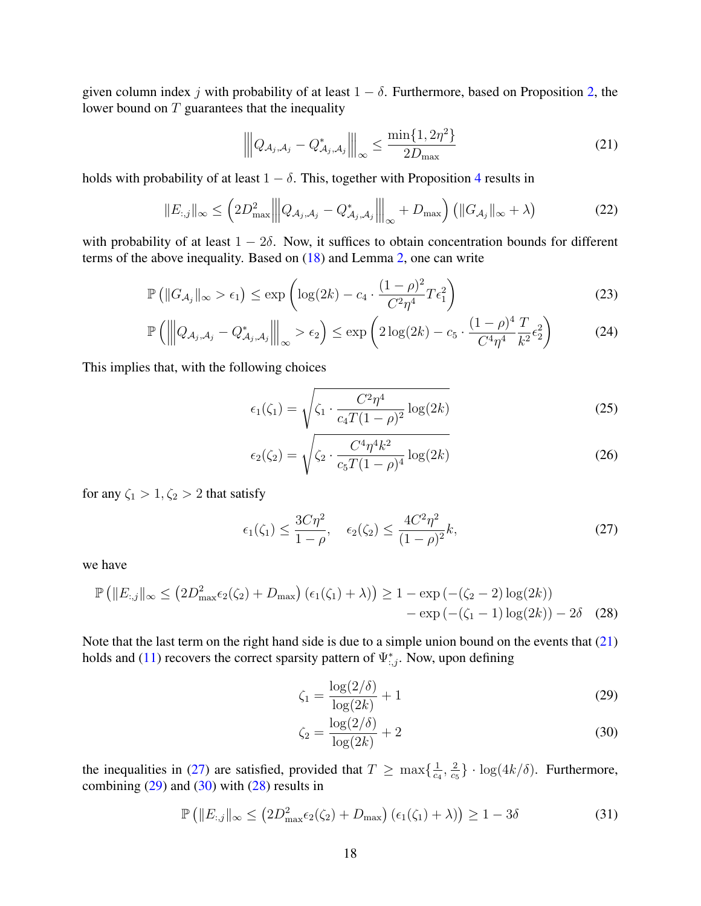given column index $j$ with probability of at least $1-\delta$. Furthermore, based on Proposition 2, the lower bound on $T$ guarantees that the inequality

$$\left|\!\left|\!\left| Q_{\mathcal{A}_j,\mathcal{A}_j} - Q^*_{\mathcal{A}_j,\mathcal{A}_j} \right|\!\right|\!\right|_\infty \leq \frac{\min\{1, 2\eta^2\}}{2D_{\max}} \tag{21}$$

holds with probability of at least $1-\delta$. This, together with Proposition 4 results in

$$\|E_{:,j}\|_\infty \leq \left(2D_{\max}^2 \left|\!\left|\!\left| Q_{\mathcal{A}_j,\mathcal{A}_j} - Q^*_{\mathcal{A}_j,\mathcal{A}_j} \right|\!\right|\!\right|_\infty + D_{\max}\right)\left(\|G_{\mathcal{A}_j}\|_\infty + \lambda\right) \tag{22}$$

with probability of at least $1-2\delta$. Now, it suffices to obtain concentration bounds for different terms of the above inequality. Based on (18) and Lemma 2, one can write

$$\mathbb{P}\left(\|G_{\mathcal{A}_j}\|_\infty > \epsilon_1\right) \leq \exp\left(\log(2k) - c_4 \cdot \frac{(1-\rho)^2}{C^2\eta^4} T\epsilon_1^2\right) \tag{23}$$

$$\mathbb{P}\left(\left|\!\left|\!\left| Q_{\mathcal{A}_j,\mathcal{A}_j} - Q^*_{\mathcal{A}_j,\mathcal{A}_j} \right|\!\right|\!\right|_\infty > \epsilon_2\right) \leq \exp\left(2\log(2k) - c_5 \cdot \frac{(1-\rho)^4}{C^4\eta^4}\frac{T}{k^2}\epsilon_2^2\right) \tag{24}$$

This implies that, with the following choices

$$\epsilon_1(\zeta_1) = \sqrt{\zeta_1 \cdot \frac{C^2\eta^4}{c_4 T(1-\rho)^2}\log(2k)} \tag{25}$$

$$\epsilon_2(\zeta_2) = \sqrt{\zeta_2 \cdot \frac{C^4\eta^4 k^2}{c_5 T(1-\rho)^4}\log(2k)} \tag{26}$$

for any $\zeta_1 > 1, \zeta_2 > 2$ that satisfy

$$\epsilon_1(\zeta_1) \leq \frac{3C\eta^2}{1-\rho}, \quad \epsilon_2(\zeta_2) \leq \frac{4C^2\eta^2}{(1-\rho)^2}k, \tag{27}$$

we have

$$\mathbb{P}\left(\|E_{:,j}\|_\infty \leq \left(2D_{\max}^2\epsilon_2(\zeta_2) + D_{\max}\right)\left(\epsilon_1(\zeta_1) + \lambda\right)\right) \geq 1 - \exp\left(-(\zeta_2 - 2)\log(2k)\right) - \exp\left(-(\zeta_1 - 1)\log(2k)\right) - 2\delta \tag{28}$$

Note that the last term on the right hand side is due to a simple union bound on the events that (21) holds and (11) recovers the correct sparsity pattern of $\Psi^*_{:,j}$. Now, upon defining

$$\zeta_1 = \frac{\log(2/\delta)}{\log(2k)} + 1 \tag{29}$$

$$\zeta_2 = \frac{\log(2/\delta)}{\log(2k)} + 2 \tag{30}$$

the inequalities in (27) are satisfied, provided that $T \geq \max\{\frac{1}{c_4}, \frac{2}{c_5}\} \cdot \log(4k/\delta)$. Furthermore, combining (29) and (30) with (28) results in

$$\mathbb{P}\left(\|E_{:,j}\|_\infty \leq \left(2D_{\max}^2\epsilon_2(\zeta_2) + D_{\max}\right)\left(\epsilon_1(\zeta_1) + \lambda\right)\right) \geq 1 - 3\delta \tag{31}$$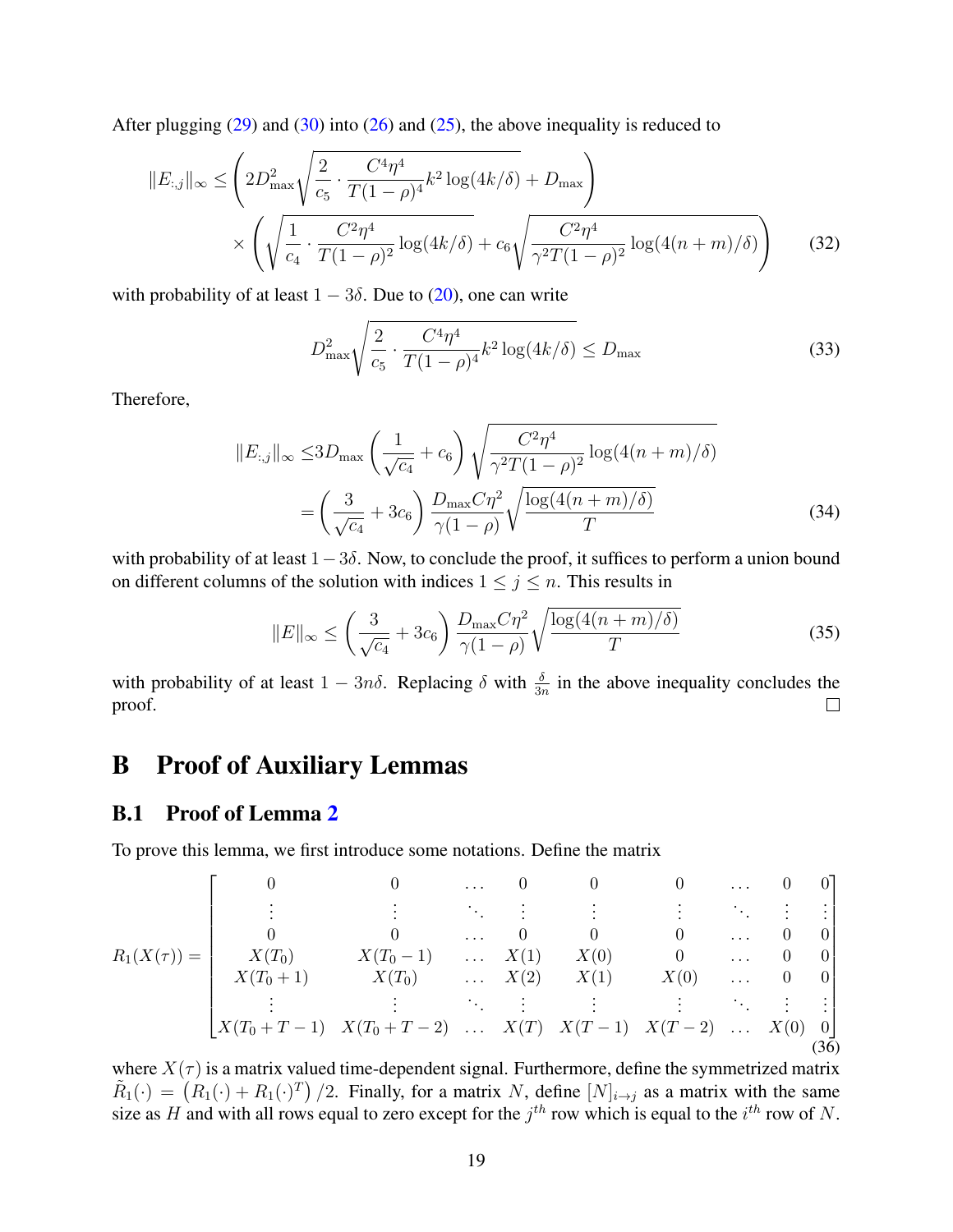After plugging (29) and (30) into (26) and (25), the above inequality is reduced to

$$
\begin{aligned}
\|E_{:,j}\|_\infty \leq & \left(2D_{\max}^2\sqrt{\frac{2}{c_5}\cdot\frac{C^4\eta^4}{T(1-\rho)^4}k^2\log(4k/\delta)}+D_{\max}\right) \\
& \times\left(\sqrt{\frac{1}{c_4}\cdot\frac{C^2\eta^4}{T(1-\rho)^2}\log(4k/\delta)}+c_6\sqrt{\frac{C^2\eta^4}{\gamma^2T(1-\rho)^2}\log(4(n+m)/\delta)}\right)
\end{aligned}
\tag{32}
$$

with probability of at least $1-3\delta$. Due to (20), one can write

$$
D_{\max}^2\sqrt{\frac{2}{c_5}\cdot\frac{C^4\eta^4}{T(1-\rho)^4}k^2\log(4k/\delta)} \leq D_{\max} \tag{33}
$$

Therefore,

$$
\begin{aligned}
\|E_{:,j}\|_\infty \leq & 3D_{\max}\left(\frac{1}{\sqrt{c_4}}+c_6\right)\sqrt{\frac{C^2\eta^4}{\gamma^2T(1-\rho)^2}\log(4(n+m)/\delta)} \\
= & \left(\frac{3}{\sqrt{c_4}}+3c_6\right)\frac{D_{\max}C\eta^2}{\gamma(1-\rho)}\sqrt{\frac{\log(4(n+m)/\delta)}{T}}
\end{aligned}
\tag{34}
$$

with probability of at least $1-3\delta$. Now, to conclude the proof, it suffices to perform a union bound on different columns of the solution with indices $1\leq j\leq n$. This results in

$$
\|E\|_\infty \leq \left(\frac{3}{\sqrt{c_4}}+3c_6\right)\frac{D_{\max}C\eta^2}{\gamma(1-\rho)}\sqrt{\frac{\log(4(n+m)/\delta)}{T}} \tag{35}
$$

with probability of at least $1-3n\delta$. Replacing $\delta$ with $\frac{\delta}{3n}$ in the above inequality concludes the proof. □

# B Proof of Auxiliary Lemmas

## B.1 Proof of Lemma 2

To prove this lemma, we first introduce some notations. Define the matrix

$$
R_1(X(\tau)) = \begin{bmatrix}
0 & 0 & \dots & 0 & 0 & 0 & \dots & 0 & 0 \\
\vdots & \vdots & \ddots & \vdots & \vdots & \vdots & \ddots & \vdots & \vdots \\
0 & 0 & \dots & 0 & 0 & 0 & \dots & 0 & 0 \\
X(T_0) & X(T_0-1) & \dots & X(1) & X(0) & 0 & \dots & 0 & 0 \\
X(T_0+1) & X(T_0) & \dots & X(2) & X(1) & X(0) & \dots & 0 & 0 \\
\vdots & \vdots & \ddots & \vdots & \vdots & \vdots & \ddots & \vdots & \vdots \\
X(T_0+T-1) & X(T_0+T-2) & \dots & X(T) & X(T-1) & X(T-2) & \dots & X(0) & 0
\end{bmatrix}
\tag{36}
$$

where $X(\tau)$ is a matrix valued time-dependent signal. Furthermore, define the symmetrized matrix $\tilde{R}_1(\cdot) = \left(R_1(\cdot)+R_1(\cdot)^T\right)/2$. Finally, for a matrix $N$, define $[N]_{i\to j}$ as a matrix with the same size as $H$ and with all rows equal to zero except for the $j^{th}$ row which is equal to the $i^{th}$ row of $N$.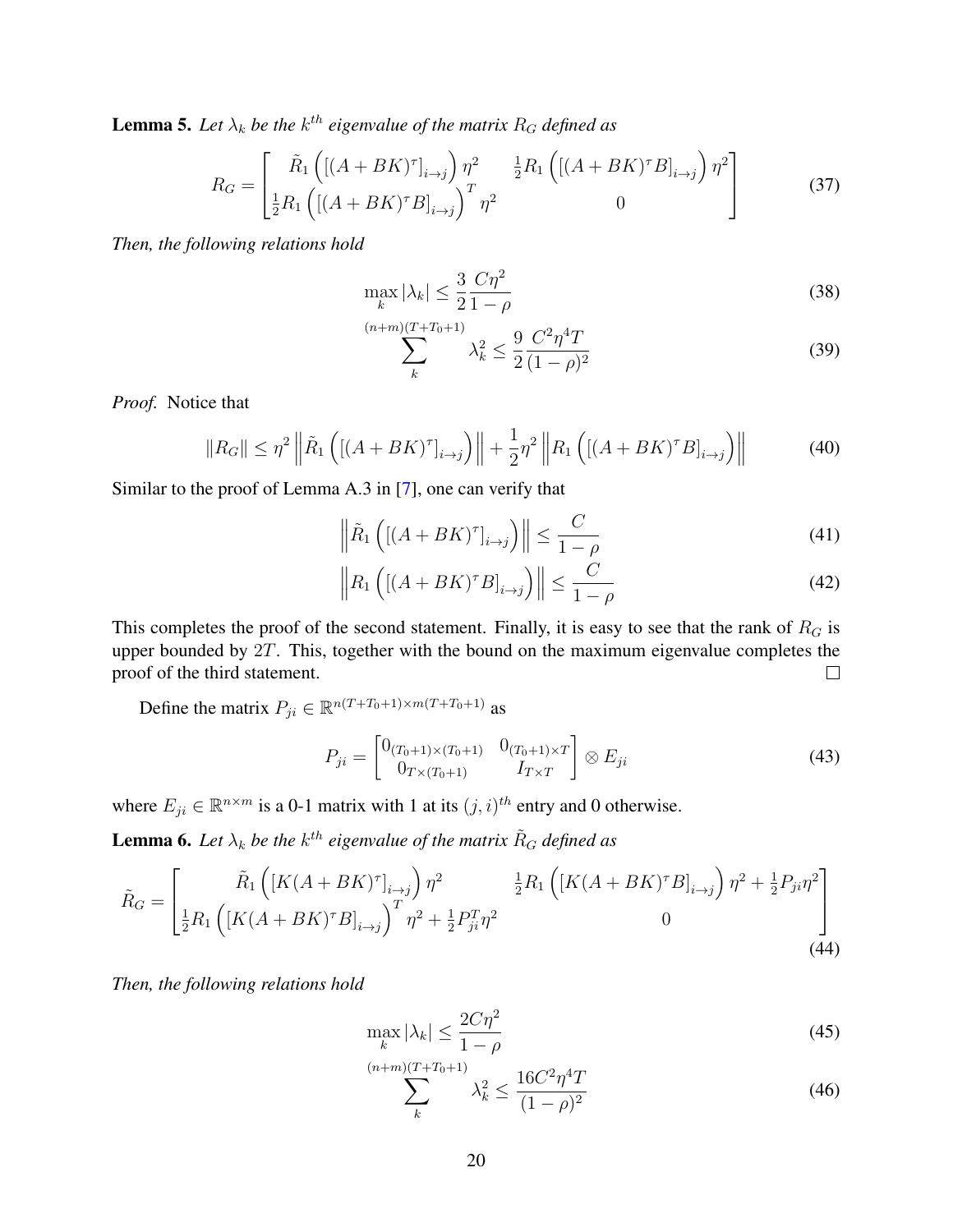**Lemma 5.** *Let $\lambda_k$ be the $k^{th}$ eigenvalue of the matrix $R_G$ defined as*

$$R_G = \begin{bmatrix} \tilde{R}_1\left([(A+BK)^\tau]_{i\to j}\right)\eta^2 & \frac{1}{2}R_1\left([(A+BK)^\tau B]_{i\to j}\right)\eta^2 \\ \frac{1}{2}R_1\left([(A+BK)^\tau B]_{i\to j}\right)^T\eta^2 & 0 \end{bmatrix} \tag{37}$$

*Then, the following relations hold*

$$\max_k |\lambda_k| \leq \frac{3}{2}\frac{C\eta^2}{1-\rho} \tag{38}$$

$$\sum_k^{(n+m)(T+T_0+1)} \lambda_k^2 \leq \frac{9}{2}\frac{C^2\eta^4 T}{(1-\rho)^2} \tag{39}$$

*Proof.* Notice that

$$\|R_G\| \leq \eta^2 \left\|\tilde{R}_1\left([(A+BK)^\tau]_{i\to j}\right)\right\| + \frac{1}{2}\eta^2\left\|R_1\left([(A+BK)^\tau B]_{i\to j}\right)\right\| \tag{40}$$

Similar to the proof of Lemma A.3 in [7], one can verify that

$$\left\|\tilde{R}_1\left([(A+BK)^\tau]_{i\to j}\right)\right\| \leq \frac{C}{1-\rho} \tag{41}$$

$$\left\|R_1\left([(A+BK)^\tau B]_{i\to j}\right)\right\| \leq \frac{C}{1-\rho} \tag{42}$$

This completes the proof of the second statement. Finally, it is easy to see that the rank of $R_G$ is upper bounded by $2T$. This, together with the bound on the maximum eigenvalue completes the proof of the third statement. □

Define the matrix $P_{ji} \in \mathbb{R}^{n(T+T_0+1)\times m(T+T_0+1)}$ as

$$P_{ji} = \begin{bmatrix} 0_{(T_0+1)\times(T_0+1)} & 0_{(T_0+1)\times T} \\ 0_{T\times(T_0+1)} & I_{T\times T} \end{bmatrix} \otimes E_{ji} \tag{43}$$

where $E_{ji} \in \mathbb{R}^{n\times m}$ is a 0-1 matrix with 1 at its $(j,i)^{th}$ entry and 0 otherwise.

**Lemma 6.** *Let $\lambda_k$ be the $k^{th}$ eigenvalue of the matrix $\tilde{R}_G$ defined as*

$$\tilde{R}_G = \begin{bmatrix} \tilde{R}_1\left([K(A+BK)^\tau]_{i\to j}\right)\eta^2 & \frac{1}{2}R_1\left([K(A+BK)^\tau B]_{i\to j}\right)\eta^2 + \frac{1}{2}P_{ji}\eta^2 \\ \frac{1}{2}R_1\left([K(A+BK)^\tau B]_{i\to j}\right)^T\eta^2 + \frac{1}{2}P_{ji}^T\eta^2 & 0 \end{bmatrix} \tag{44}$$

*Then, the following relations hold*

$$\max_k |\lambda_k| \leq \frac{2C\eta^2}{1-\rho} \tag{45}$$

$$\sum_k^{(n+m)(T+T_0+1)} \lambda_k^2 \leq \frac{16C^2\eta^4 T}{(1-\rho)^2} \tag{46}$$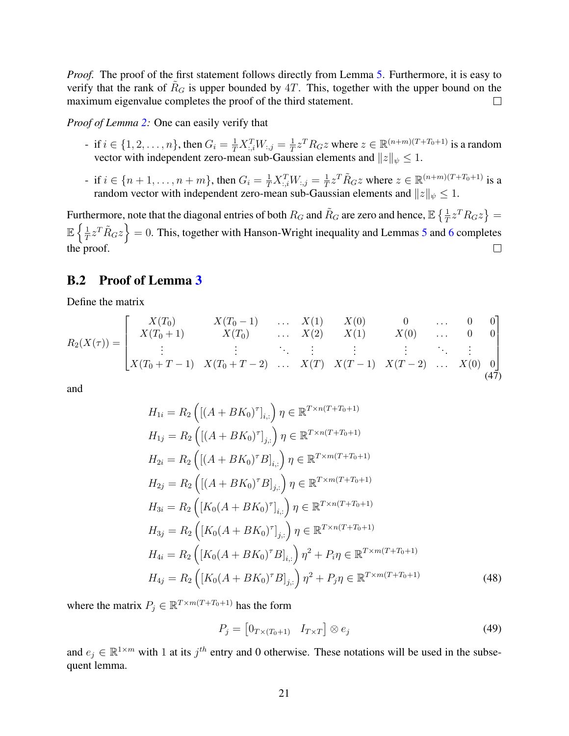*Proof.* The proof of the first statement follows directly from Lemma 5. Furthermore, it is easy to verify that the rank of $\tilde{R}_G$ is upper bounded by $4T$. This, together with the upper bound on the maximum eigenvalue completes the proof of the third statement. $\square$

*Proof of Lemma 2:* One can easily verify that

- if $i \in \{1, 2, \ldots, n\}$, then $G_i = \frac{1}{T} X_{:,i}^T W_{:,j} = \frac{1}{T} z^T R_G z$ where $z \in \mathbb{R}^{(n+m)(T+T_0+1)}$ is a random vector with independent zero-mean sub-Gaussian elements and $\|z\|_\psi \leq 1$.
- if $i \in \{n+1, \ldots, n+m\}$, then $G_i = \frac{1}{T} X_{:,i}^T W_{:,j} = \frac{1}{T} z^T \tilde{R}_G z$ where $z \in \mathbb{R}^{(n+m)(T+T_0+1)}$ is a random vector with independent zero-mean sub-Gaussian elements and $\|z\|_\psi \leq 1$.

Furthermore, note that the diagonal entries of both $R_G$ and $\tilde{R}_G$ are zero and hence, $\mathbb{E}\left\{\frac{1}{T} z^T R_G z\right\} = \mathbb{E}\left\{\frac{1}{T} z^T \tilde{R}_G z\right\} = 0$. This, together with Hanson-Wright inequality and Lemmas 5 and 6 completes the proof. $\square$

## B.2 Proof of Lemma 3

Define the matrix

$$
R_2(X(\tau)) = \begin{bmatrix} X(T_0) & X(T_0-1) & \ldots & X(1) & X(0) & 0 & \ldots & 0 & 0 \\ X(T_0+1) & X(T_0) & \ldots & X(2) & X(1) & X(0) & \ldots & 0 & 0 \\ \vdots & \vdots & \ddots & \vdots & \vdots & \vdots & \ddots & \vdots & \\ X(T_0+T-1) & X(T_0+T-2) & \ldots & X(T) & X(T-1) & X(T-2) & \ldots & X(0) & 0 \end{bmatrix} \tag{47}
$$

and

$$
\begin{aligned}
H_{1i} &= R_2\left(\left[(A+BK_0)^\tau\right]_{i,:}\right)\eta \in \mathbb{R}^{T\times n(T+T_0+1)} \\
H_{1j} &= R_2\left(\left[(A+BK_0)^\tau\right]_{j,:}\right)\eta \in \mathbb{R}^{T\times n(T+T_0+1)} \\
H_{2i} &= R_2\left(\left[(A+BK_0)^\tau B\right]_{i,:}\right)\eta \in \mathbb{R}^{T\times m(T+T_0+1)} \\
H_{2j} &= R_2\left(\left[(A+BK_0)^\tau B\right]_{j,:}\right)\eta \in \mathbb{R}^{T\times m(T+T_0+1)} \\
H_{3i} &= R_2\left(\left[K_0(A+BK_0)^\tau\right]_{i,:}\right)\eta \in \mathbb{R}^{T\times n(T+T_0+1)} \\
H_{3j} &= R_2\left(\left[K_0(A+BK_0)^\tau\right]_{j,:}\right)\eta \in \mathbb{R}^{T\times n(T+T_0+1)} \\
H_{4i} &= R_2\left(\left[K_0(A+BK_0)^\tau B\right]_{i,:}\right)\eta^2 + P_i\eta \in \mathbb{R}^{T\times m(T+T_0+1)} \\
H_{4j} &= R_2\left(\left[K_0(A+BK_0)^\tau B\right]_{j,:}\right)\eta^2 + P_j\eta \in \mathbb{R}^{T\times m(T+T_0+1)}
\end{aligned} \tag{48}
$$

where the matrix $P_j \in \mathbb{R}^{T\times m(T+T_0+1)}$ has the form

$$
P_j = \begin{bmatrix} 0_{T\times(T_0+1)} & I_{T\times T} \end{bmatrix} \otimes e_j \tag{49}
$$

and $e_j \in \mathbb{R}^{1\times m}$ with $1$ at its $j^{th}$ entry and 0 otherwise. These notations will be used in the subsequent lemma.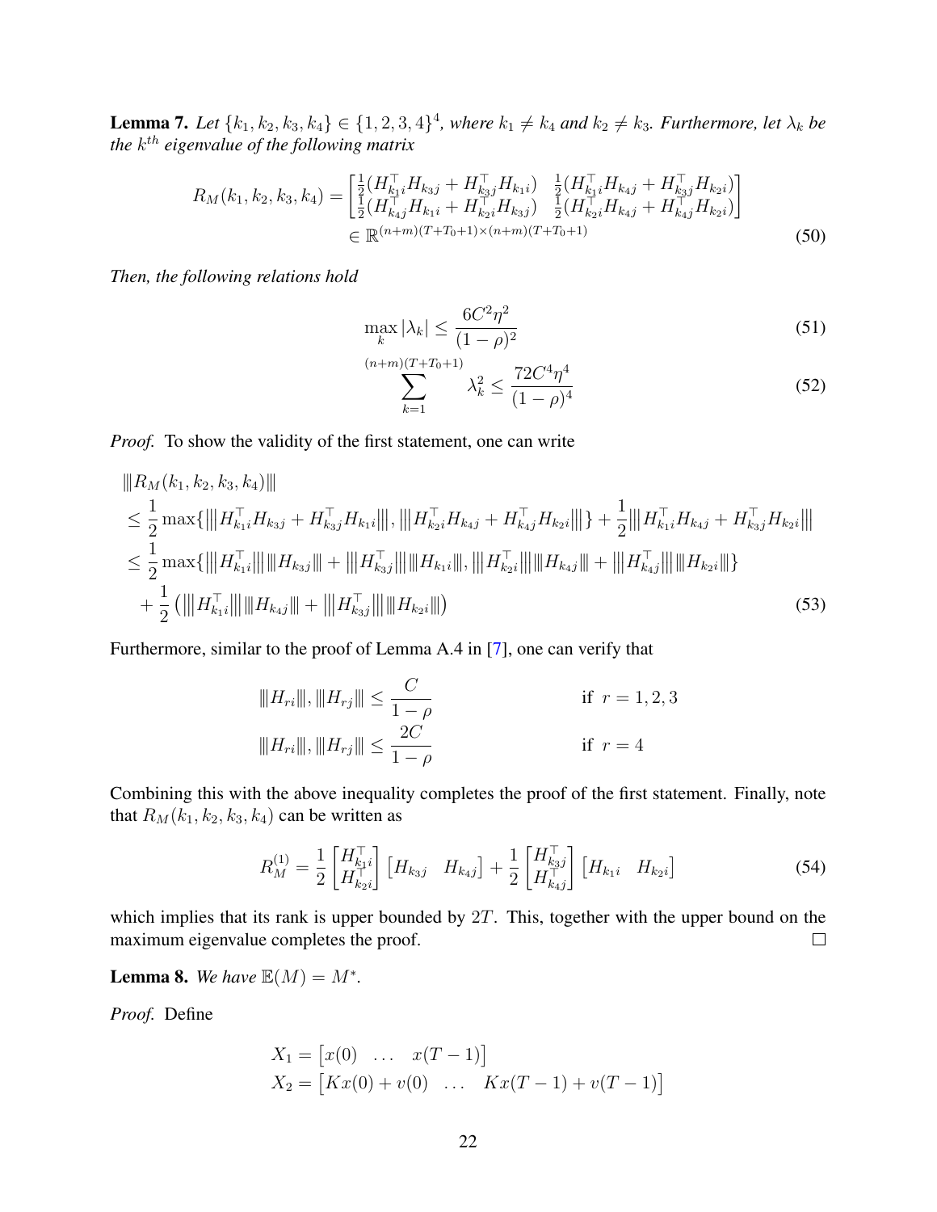**Lemma 7.** *Let $\{k_1, k_2, k_3, k_4\} \in \{1,2,3,4\}^4$, where $k_1 \neq k_4$ and $k_2 \neq k_3$. Furthermore, let $\lambda_k$ be the $k^{th}$ eigenvalue of the following matrix*

$$
R_M(k_1,k_2,k_3,k_4) = \begin{bmatrix} \frac{1}{2}(H_{k_1 i}^\top H_{k_3 j} + H_{k_3 j}^\top H_{k_1 i}) & \frac{1}{2}(H_{k_1 i}^\top H_{k_4 j} + H_{k_3 j}^\top H_{k_2 i}) \\ \frac{1}{2}(H_{k_4 j}^\top H_{k_1 i} + H_{k_2 i}^\top H_{k_3 j}) & \frac{1}{2}(H_{k_2 i}^\top H_{k_4 j} + H_{k_4 j}^\top H_{k_2 i}) \end{bmatrix} \in \mathbb{R}^{(n+m)(T+T_0+1)\times(n+m)(T+T_0+1)} \tag{50}
$$

*Then, the following relations hold*

$$
\max_k |\lambda_k| \leq \frac{6C^2\eta^2}{(1-\rho)^2} \tag{51}
$$

$$
\sum_{k=1}^{(n+m)(T+T_0+1)} \lambda_k^2 \leq \frac{72C^4\eta^4}{(1-\rho)^4} \tag{52}
$$

*Proof.* To show the validity of the first statement, one can write

$$
\begin{aligned}
&|||R_M(k_1,k_2,k_3,k_4)||| \\
&\leq \frac{1}{2}\max\{|||H_{k_1 i}^\top H_{k_3 j} + H_{k_3 j}^\top H_{k_1 i}|||, |||H_{k_2 i}^\top H_{k_4 j} + H_{k_4 j}^\top H_{k_2 i}|||\} + \frac{1}{2}|||H_{k_1 i}^\top H_{k_4 j} + H_{k_3 j}^\top H_{k_2 i}||| \\
&\leq \frac{1}{2}\max\{|||H_{k_1 i}^\top||| \, |||H_{k_3 j}||| + |||H_{k_3 j}^\top||| \, |||H_{k_1 i}|||, |||H_{k_2 i}^\top||| |||H_{k_4 j}||| + |||H_{k_4 j}^\top||| \, |||H_{k_2 i}|||\} \\
&\quad + \frac{1}{2}\left(|||H_{k_1 i}^\top||| \, |||H_{k_4 j}||| + |||H_{k_3 j}^\top||| \, |||H_{k_2 i}|||\right)
\end{aligned} \tag{53}
$$

Furthermore, similar to the proof of Lemma A.4 in [7], one can verify that

$$
\begin{aligned}
|||H_{ri}|||, |||H_{rj}||| &\leq \frac{C}{1-\rho} && \text{if } r = 1,2,3 \\
|||H_{ri}|||, |||H_{rj}||| &\leq \frac{2C}{1-\rho} && \text{if } r = 4
\end{aligned}
$$

Combining this with the above inequality completes the proof of the first statement. Finally, note that $R_M(k_1,k_2,k_3,k_4)$ can be written as

$$
R_M^{(1)} = \frac{1}{2}\begin{bmatrix} H_{k_1 i}^\top \\ H_{k_2 i}^\top \end{bmatrix}\begin{bmatrix} H_{k_3 j} & H_{k_4 j} \end{bmatrix} + \frac{1}{2}\begin{bmatrix} H_{k_3 j}^\top \\ H_{k_4 j}^\top \end{bmatrix}\begin{bmatrix} H_{k_1 i} & H_{k_2 i} \end{bmatrix} \tag{54}
$$

which implies that its rank is upper bounded by $2T$. This, together with the upper bound on the maximum eigenvalue completes the proof. ☐

**Lemma 8.** *We have $\mathbb{E}(M) = M^*$.*

*Proof.* Define

$$
\begin{aligned}
X_1 &= \begin{bmatrix} x(0) & \dots & x(T-1) \end{bmatrix} \\
X_2 &= \begin{bmatrix} Kx(0) + v(0) & \dots & Kx(T-1) + v(T-1) \end{bmatrix}
\end{aligned}
$$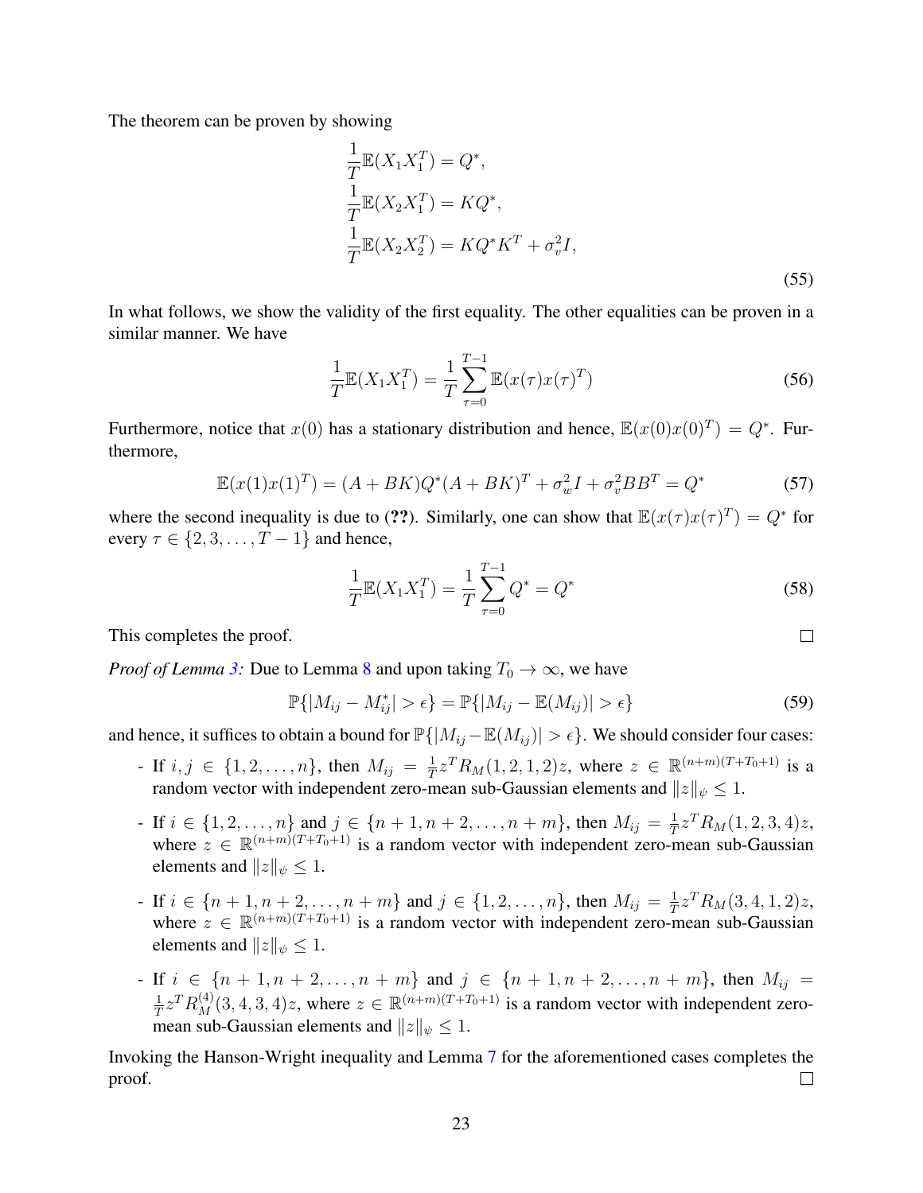The theorem can be proven by showing

$$
\begin{aligned}
\frac{1}{T}\mathbb{E}(X_1X_1^T) &= Q^*, \\
\frac{1}{T}\mathbb{E}(X_2X_1^T) &= KQ^*, \\
\frac{1}{T}\mathbb{E}(X_2X_2^T) &= KQ^*K^T + \sigma_v^2 I,
\end{aligned}
\tag{55}
$$

In what follows, we show the validity of the first equality. The other equalities can be proven in a similar manner. We have

$$
\frac{1}{T}\mathbb{E}(X_1X_1^T) = \frac{1}{T}\sum_{\tau=0}^{T-1}\mathbb{E}(x(\tau)x(\tau)^T) \tag{56}
$$

Furthermore, notice that $x(0)$ has a stationary distribution and hence, $\mathbb{E}(x(0)x(0)^T) = Q^*$. Furthermore,

$$
\mathbb{E}(x(1)x(1)^T) = (A+BK)Q^*(A+BK)^T + \sigma_w^2 I + \sigma_v^2 BB^T = Q^* \tag{57}
$$

where the second inequality is due to (**??**). Similarly, one can show that $\mathbb{E}(x(\tau)x(\tau)^T) = Q^*$ for every $\tau \in \{2, 3, \dots, T-1\}$ and hence,

$$
\frac{1}{T}\mathbb{E}(X_1X_1^T) = \frac{1}{T}\sum_{\tau=0}^{T-1} Q^* = Q^* \tag{58}
$$

This completes the proof. □

*Proof of Lemma 3:* Due to Lemma 8 and upon taking $T_0 \to \infty$, we have

$$
\mathbb{P}\{|M_{ij} - M_{ij}^*| > \epsilon\} = \mathbb{P}\{|M_{ij} - \mathbb{E}(M_{ij})| > \epsilon\} \tag{59}
$$

and hence, it suffices to obtain a bound for $\mathbb{P}\{|M_{ij} - \mathbb{E}(M_{ij})| > \epsilon\}$. We should consider four cases:

- If $i, j \in \{1, 2, \dots, n\}$, then $M_{ij} = \frac{1}{T}z^T R_M(1,2,1,2)z$, where $z \in \mathbb{R}^{(n+m)(T+T_0+1)}$ is a random vector with independent zero-mean sub-Gaussian elements and $\|z\|_\psi \leq 1$.
- If $i \in \{1, 2, \dots, n\}$ and $j \in \{n+1, n+2, \dots, n+m\}$, then $M_{ij} = \frac{1}{T}z^T R_M(1,2,3,4)z$, where $z \in \mathbb{R}^{(n+m)(T+T_0+1)}$ is a random vector with independent zero-mean sub-Gaussian elements and $\|z\|_\psi \leq 1$.
- If $i \in \{n+1, n+2, \dots, n+m\}$ and $j \in \{1, 2, \dots, n\}$, then $M_{ij} = \frac{1}{T}z^T R_M(3,4,1,2)z$, where $z \in \mathbb{R}^{(n+m)(T+T_0+1)}$ is a random vector with independent zero-mean sub-Gaussian elements and $\|z\|_\psi \leq 1$.
- If $i \in \{n+1, n+2, \dots, n+m\}$ and $j \in \{n+1, n+2, \dots, n+m\}$, then $M_{ij} = \frac{1}{T}z^T R_M^{(4)}(3,4,3,4)z$, where $z \in \mathbb{R}^{(n+m)(T+T_0+1)}$ is a random vector with independent zero-mean sub-Gaussian elements and $\|z\|_\psi \leq 1$.

Invoking the Hanson-Wright inequality and Lemma 7 for the aforementioned cases completes the proof. □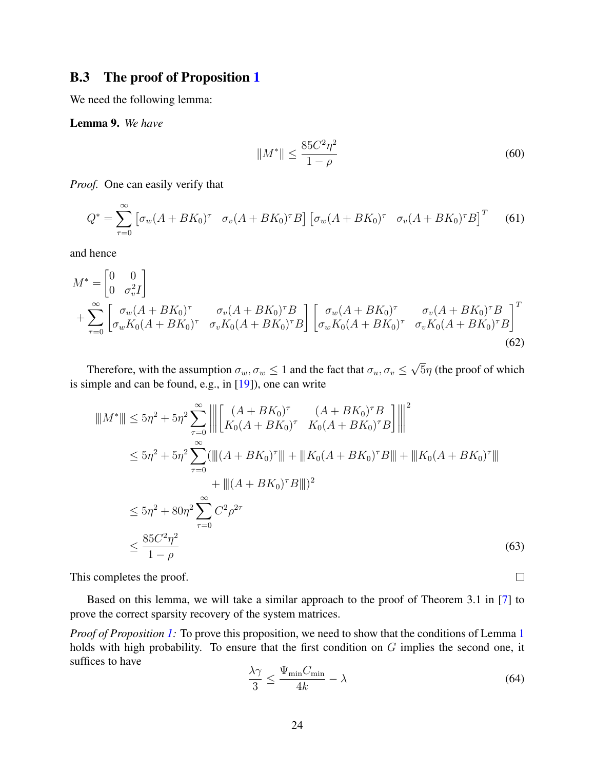### B.3 The proof of Proposition 1

We need the following lemma:

**Lemma 9.** *We have*

$$\|M^*\| \leq \frac{85C^2\eta^2}{1-\rho} \tag{60}$$

*Proof.* One can easily verify that

$$Q^* = \sum_{\tau=0}^{\infty} \begin{bmatrix} \sigma_w(A+BK_0)^\tau & \sigma_v(A+BK_0)^\tau B \end{bmatrix} \begin{bmatrix} \sigma_w(A+BK_0)^\tau & \sigma_v(A+BK_0)^\tau B \end{bmatrix}^T \tag{61}$$

and hence

$$M^* = \begin{bmatrix} 0 & 0 \\ 0 & \sigma_v^2 I \end{bmatrix} + \sum_{\tau=0}^{\infty} \begin{bmatrix} \sigma_w(A+BK_0)^\tau & \sigma_v(A+BK_0)^\tau B \\ \sigma_w K_0(A+BK_0)^\tau & \sigma_v K_0(A+BK_0)^\tau B \end{bmatrix} \begin{bmatrix} \sigma_w(A+BK_0)^\tau & \sigma_v(A+BK_0)^\tau B \\ \sigma_w K_0(A+BK_0)^\tau & \sigma_v K_0(A+BK_0)^\tau B \end{bmatrix}^T \tag{62}$$

Therefore, with the assumption $\sigma_w, \sigma_w \leq 1$ and the fact that $\sigma_u, \sigma_v \leq \sqrt{5}\eta$ (the proof of which is simple and can be found, e.g., in [19]), one can write

$$\begin{aligned}
|||M^*||| &\leq 5\eta^2 + 5\eta^2 \sum_{\tau=0}^{\infty} \left|\left|\left| \begin{bmatrix} (A+BK_0)^\tau & (A+BK_0)^\tau B \\ K_0(A+BK_0)^\tau & K_0(A+BK_0)^\tau B \end{bmatrix} \right|\right|\right|^2 \\
&\leq 5\eta^2 + 5\eta^2 \sum_{\tau=0}^{\infty} (|||(A+BK_0)^\tau||| + |||K_0(A+BK_0)^\tau B||| + |||K_0(A+BK_0)^\tau||| \\
&\qquad + |||(A+BK_0)^\tau B|||)^2 \\
&\leq 5\eta^2 + 80\eta^2 \sum_{\tau=0}^{\infty} C^2 \rho^{2\tau} \\
&\leq \frac{85C^2\eta^2}{1-\rho}
\end{aligned} \tag{63}$$

This completes the proof. $\square$

Based on this lemma, we will take a similar approach to the proof of Theorem 3.1 in [7] to prove the correct sparsity recovery of the system matrices.

*Proof of Proposition 1:* To prove this proposition, we need to show that the conditions of Lemma 1 holds with high probability. To ensure that the first condition on $G$ implies the second one, it suffices to have

$$\frac{\lambda\gamma}{3} \leq \frac{\Psi_{\min} C_{\min}}{4k} - \lambda \tag{64}$$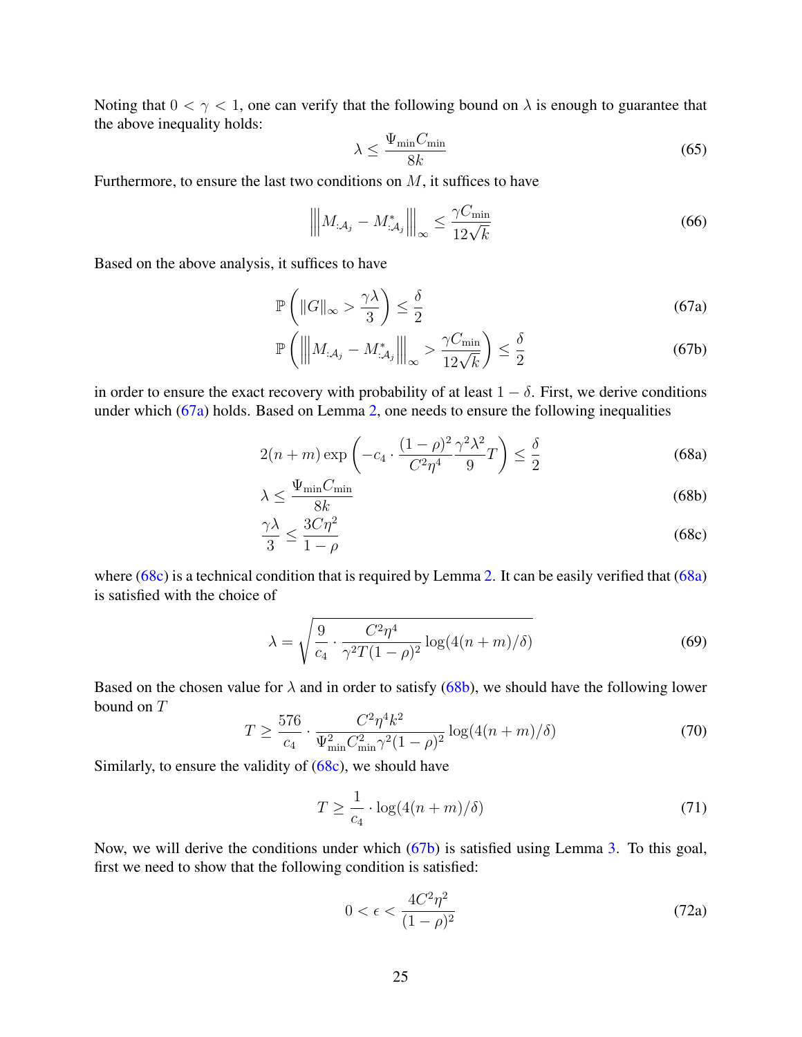Noting that $0 < \gamma < 1$, one can verify that the following bound on $\lambda$ is enough to guarantee that the above inequality holds:

$$\lambda \leq \frac{\Psi_{\min} C_{\min}}{8k} \tag{65}$$

Furthermore, to ensure the last two conditions on $M$, it suffices to have

$$\left|\left|\left| M_{:\mathcal{A}_j} - M^*_{:\mathcal{A}_j} \right|\right|\right|_\infty \leq \frac{\gamma C_{\min}}{12\sqrt{k}} \tag{66}$$

Based on the above analysis, it suffices to have

$$\mathbb{P}\left( \|G\|_\infty > \frac{\gamma \lambda}{3} \right) \leq \frac{\delta}{2} \tag{67a}$$

$$\mathbb{P}\left( \left|\left|\left| M_{:\mathcal{A}_j} - M^*_{:\mathcal{A}_j} \right|\right|\right|_\infty > \frac{\gamma C_{\min}}{12\sqrt{k}} \right) \leq \frac{\delta}{2} \tag{67b}$$

in order to ensure the exact recovery with probability of at least $1 - \delta$. First, we derive conditions under which (67a) holds. Based on Lemma 2, one needs to ensure the following inequalities

$$2(n+m)\exp\left( -c_4 \cdot \frac{(1-\rho)^2}{C^2\eta^4} \frac{\gamma^2\lambda^2}{9} T \right) \leq \frac{\delta}{2} \tag{68a}$$

$$\lambda \leq \frac{\Psi_{\min} C_{\min}}{8k} \tag{68b}$$

$$\frac{\gamma\lambda}{3} \leq \frac{3C\eta^2}{1-\rho} \tag{68c}$$

where (68c) is a technical condition that is required by Lemma 2. It can be easily verified that (68a) is satisfied with the choice of

$$\lambda = \sqrt{\frac{9}{c_4} \cdot \frac{C^2\eta^4}{\gamma^2 T(1-\rho)^2} \log(4(n+m)/\delta)} \tag{69}$$

Based on the chosen value for $\lambda$ and in order to satisfy (68b), we should have the following lower bound on $T$

$$T \geq \frac{576}{c_4} \cdot \frac{C^2\eta^4 k^2}{\Psi_{\min}^2 C_{\min}^2 \gamma^2 (1-\rho)^2} \log(4(n+m)/\delta) \tag{70}$$

Similarly, to ensure the validity of (68c), we should have

$$T \geq \frac{1}{c_4} \cdot \log(4(n+m)/\delta) \tag{71}$$

Now, we will derive the conditions under which (67b) is satisfied using Lemma 3. To this goal, first we need to show that the following condition is satisfied:

$$0 < \epsilon < \frac{4C^2\eta^2}{(1-\rho)^2} \tag{72a}$$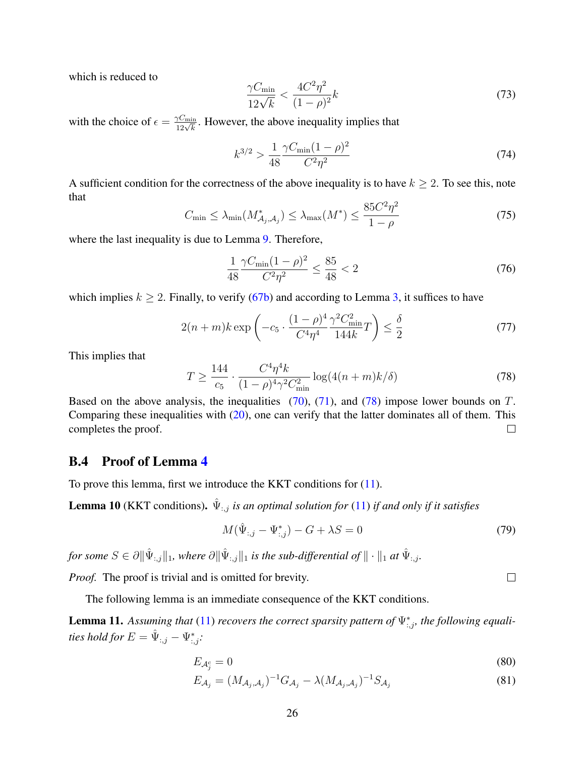which is reduced to

$$\frac{\gamma C_{\min}}{12\sqrt{k}} < \frac{4C^2\eta^2}{(1-\rho)^2}k \tag{73}$$

with the choice of $\epsilon = \frac{\gamma C_{\min}}{12\sqrt{k}}$. However, the above inequality implies that

$$k^{3/2} > \frac{1}{48}\frac{\gamma C_{\min}(1-\rho)^2}{C^2\eta^2} \tag{74}$$

A sufficient condition for the correctness of the above inequality is to have $k \geq 2$. To see this, note that

$$C_{\min} \leq \lambda_{\min}(M^*_{\mathcal{A}_j,\mathcal{A}_j}) \leq \lambda_{\max}(M^*) \leq \frac{85C^2\eta^2}{1-\rho} \tag{75}$$

where the last inequality is due to Lemma 9. Therefore,

$$\frac{1}{48}\frac{\gamma C_{\min}(1-\rho)^2}{C^2\eta^2} \leq \frac{85}{48} < 2 \tag{76}$$

which implies $k \geq 2$. Finally, to verify (67b) and according to Lemma 3, it suffices to have

$$2(n+m)k\exp\left(-c_5 \cdot \frac{(1-\rho)^4}{C^4\eta^4}\frac{\gamma^2 C_{\min}^2}{144k}T\right) \leq \frac{\delta}{2} \tag{77}$$

This implies that

$$T \geq \frac{144}{c_5} \cdot \frac{C^4\eta^4 k}{(1-\rho)^4\gamma^2 C_{\min}^2}\log(4(n+m)k/\delta) \tag{78}$$

Based on the above analysis, the inequalities (70), (71), and (78) impose lower bounds on $T$. Comparing these inequalities with (20), one can verify that the latter dominates all of them. This completes the proof. □

## B.4 Proof of Lemma 4

To prove this lemma, first we introduce the KKT conditions for (11).

**Lemma 10** (KKT conditions). *$\hat{\Psi}_{:,j}$ is an optimal solution for (11) if and only if it satisfies*

$$M(\hat{\Psi}_{:,j} - \Psi^*_{:,j}) - G + \lambda S = 0 \tag{79}$$

*for some $S \in \partial\|\hat{\Psi}_{:,j}\|_1$, where $\partial\|\hat{\Psi}_{:,j}\|_1$ is the sub-differential of $\|\cdot\|_1$ at $\hat{\Psi}_{:,j}$.*

*Proof.* The proof is trivial and is omitted for brevity. □

The following lemma is an immediate consequence of the KKT conditions.

**Lemma 11.** *Assuming that (11) recovers the correct sparsity pattern of $\Psi^*_{:,j}$, the following equalities hold for $E = \hat{\Psi}_{:,j} - \Psi^*_{:,j}$:*

$$E_{\mathcal{A}_j^c} = 0 \tag{80}$$

$$E_{\mathcal{A}_j} = (M_{\mathcal{A}_j,\mathcal{A}_j})^{-1}G_{\mathcal{A}_j} - \lambda(M_{\mathcal{A}_j,\mathcal{A}_j})^{-1}S_{\mathcal{A}_j} \tag{81}$$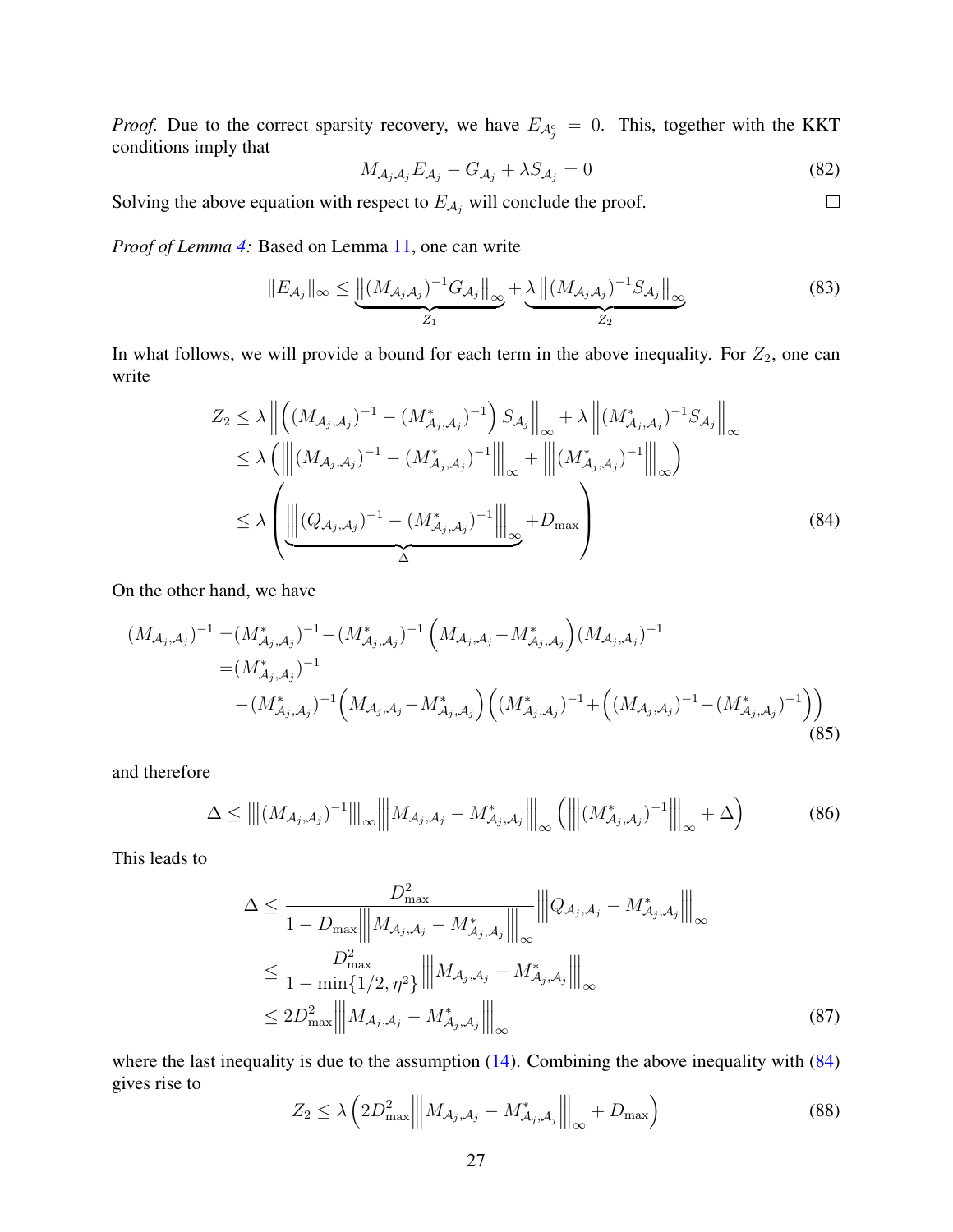*Proof.* Due to the correct sparsity recovery, we have $E_{\mathcal{A}_j^c} = 0$. This, together with the KKT conditions imply that

$$M_{\mathcal{A}_j\mathcal{A}_j} E_{\mathcal{A}_j} - G_{\mathcal{A}_j} + \lambda S_{\mathcal{A}_j} = 0 \tag{82}$$

Solving the above equation with respect to $E_{\mathcal{A}_j}$ will conclude the proof. □

*Proof of Lemma 4:* Based on Lemma 11, one can write

$$\|E_{\mathcal{A}_j}\|_\infty \leq \underbrace{\left\|(M_{\mathcal{A}_j\mathcal{A}_j})^{-1} G_{\mathcal{A}_j}\right\|_\infty}_{Z_1} + \underbrace{\lambda\left\|(M_{\mathcal{A}_j\mathcal{A}_j})^{-1} S_{\mathcal{A}_j}\right\|_\infty}_{Z_2} \tag{83}$$

In what follows, we will provide a bound for each term in the above inequality. For $Z_2$, one can write

$$\begin{aligned}
Z_2 &\leq \lambda \left\| \left((M_{\mathcal{A}_j,\mathcal{A}_j})^{-1} - (M^*_{\mathcal{A}_j,\mathcal{A}_j})^{-1}\right) S_{\mathcal{A}_j} \right\|_\infty + \lambda \left\|(M^*_{\mathcal{A}_j,\mathcal{A}_j})^{-1} S_{\mathcal{A}_j}\right\|_\infty \\
&\leq \lambda \left( \left|\left|\left| (M_{\mathcal{A}_j,\mathcal{A}_j})^{-1} - (M^*_{\mathcal{A}_j,\mathcal{A}_j})^{-1} \right|\right|\right|_\infty + \left|\left|\left| (M^*_{\mathcal{A}_j,\mathcal{A}_j})^{-1} \right|\right|\right|_\infty \right) \\
&\leq \lambda \left( \underbrace{\left|\left|\left| (Q_{\mathcal{A}_j,\mathcal{A}_j})^{-1} - (M^*_{\mathcal{A}_j,\mathcal{A}_j})^{-1} \right|\right|\right|_\infty}_{\Delta} + D_{\max} \right)
\end{aligned} \tag{84}$$

On the other hand, we have

$$\begin{aligned}
(M_{\mathcal{A}_j,\mathcal{A}_j})^{-1} =& (M^*_{\mathcal{A}_j,\mathcal{A}_j})^{-1} - (M^*_{\mathcal{A}_j,\mathcal{A}_j})^{-1}\left(M_{\mathcal{A}_j,\mathcal{A}_j} - M^*_{\mathcal{A}_j,\mathcal{A}_j}\right)(M_{\mathcal{A}_j,\mathcal{A}_j})^{-1} \\
=& (M^*_{\mathcal{A}_j,\mathcal{A}_j})^{-1} \\
&- (M^*_{\mathcal{A}_j,\mathcal{A}_j})^{-1}\left(M_{\mathcal{A}_j,\mathcal{A}_j} - M^*_{\mathcal{A}_j,\mathcal{A}_j}\right)\left((M^*_{\mathcal{A}_j,\mathcal{A}_j})^{-1} + \left((M_{\mathcal{A}_j,\mathcal{A}_j})^{-1} - (M^*_{\mathcal{A}_j,\mathcal{A}_j})^{-1}\right)\right)
\end{aligned} \tag{85}$$

and therefore

$$\Delta \leq \left|\left|\left|(M_{\mathcal{A}_j,\mathcal{A}_j})^{-1}\right|\right|\right|_\infty \left|\left|\left| M_{\mathcal{A}_j,\mathcal{A}_j} - M^*_{\mathcal{A}_j,\mathcal{A}_j} \right|\right|\right|_\infty \left( \left|\left|\left| (M^*_{\mathcal{A}_j,\mathcal{A}_j})^{-1} \right|\right|\right|_\infty + \Delta \right) \tag{86}$$

This leads to

$$\begin{aligned}
\Delta &\leq \frac{D_{\max}^2}{1 - D_{\max}\left|\left|\left| M_{\mathcal{A}_j,\mathcal{A}_j} - M^*_{\mathcal{A}_j,\mathcal{A}_j} \right|\right|\right|_\infty} \left|\left|\left| Q_{\mathcal{A}_j,\mathcal{A}_j} - M^*_{\mathcal{A}_j,\mathcal{A}_j} \right|\right|\right|_\infty \\
&\leq \frac{D_{\max}^2}{1 - \min\{1/2, \eta^2\}} \left|\left|\left| M_{\mathcal{A}_j,\mathcal{A}_j} - M^*_{\mathcal{A}_j,\mathcal{A}_j} \right|\right|\right|_\infty \\
&\leq 2D_{\max}^2 \left|\left|\left| M_{\mathcal{A}_j,\mathcal{A}_j} - M^*_{\mathcal{A}_j,\mathcal{A}_j} \right|\right|\right|_\infty
\end{aligned} \tag{87}$$

where the last inequality is due to the assumption (14). Combining the above inequality with (84) gives rise to

$$Z_2 \leq \lambda \left( 2D_{\max}^2 \left|\left|\left| M_{\mathcal{A}_j,\mathcal{A}_j} - M^*_{\mathcal{A}_j,\mathcal{A}_j} \right|\right|\right|_\infty + D_{\max} \right) \tag{88}$$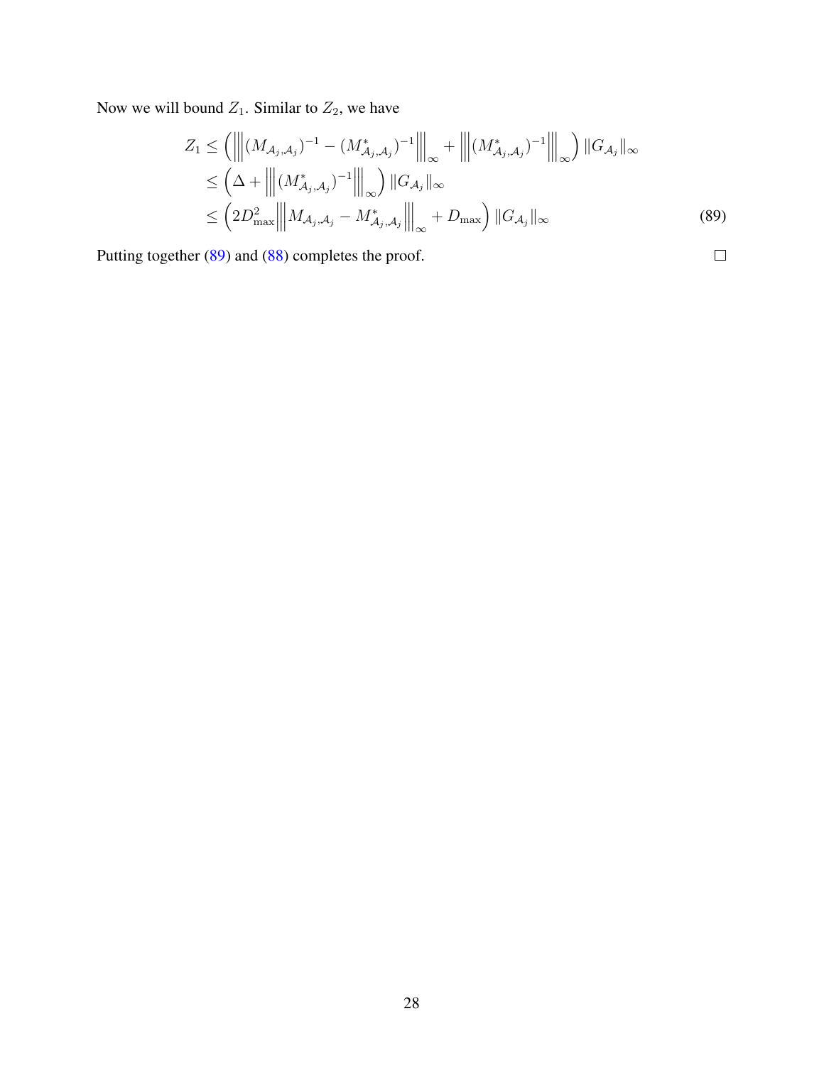Now we will bound $Z_1$. Similar to $Z_2$, we have

$$
\begin{aligned}
Z_1 &\leq \left( \left\| (M_{\mathcal{A}_j,\mathcal{A}_j})^{-1} - (M^*_{\mathcal{A}_j,\mathcal{A}_j})^{-1} \right\|_\infty + \left\| (M^*_{\mathcal{A}_j,\mathcal{A}_j})^{-1} \right\|_\infty \right) \|G_{\mathcal{A}_j}\|_\infty \\
&\leq \left( \Delta + \left\| (M^*_{\mathcal{A}_j,\mathcal{A}_j})^{-1} \right\|_\infty \right) \|G_{\mathcal{A}_j}\|_\infty \\
&\leq \left( 2D_{\max}^2 \left\| M_{\mathcal{A}_j,\mathcal{A}_j} - M^*_{\mathcal{A}_j,\mathcal{A}_j} \right\|_\infty + D_{\max} \right) \|G_{\mathcal{A}_j}\|_\infty
\end{aligned} \tag{89}
$$

Putting together (89) and (88) completes the proof. □